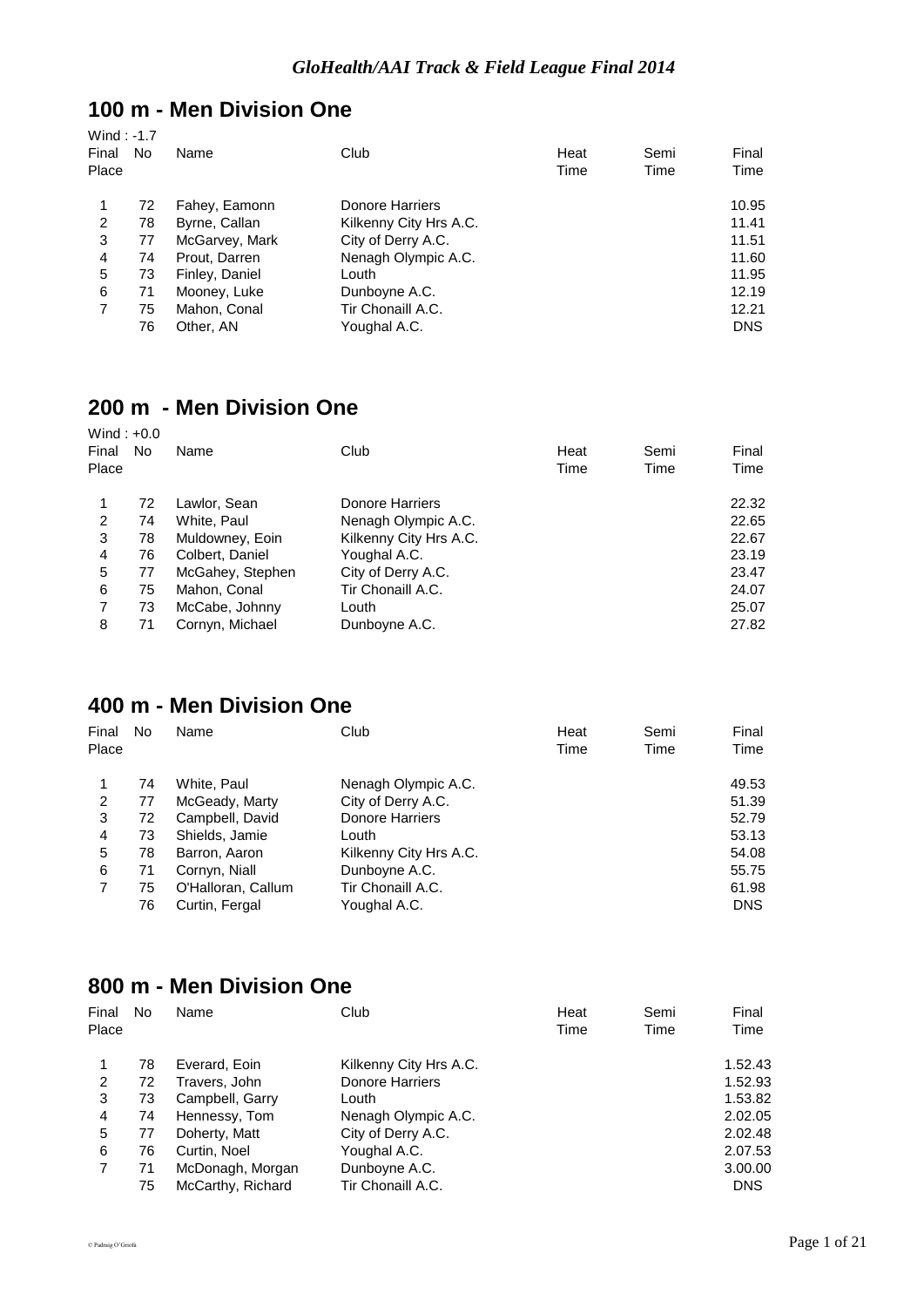*GloHealth/AAI Track & Field League Final 2014*

## 100 m - Men Division One

Wind : -1.7

| Final Place | No | Name | Club | Heat Time | Semi Time | Final Time |
|---|---|---|---|---|---|---|
| 1 | 72 | Fahey, Eamonn | Donore Harriers | | | 10.95 |
| 2 | 78 | Byrne, Callan | Kilkenny City Hrs A.C. | | | 11.41 |
| 3 | 77 | McGarvey, Mark | City of Derry A.C. | | | 11.51 |
| 4 | 74 | Prout, Darren | Nenagh Olympic A.C. | | | 11.60 |
| 5 | 73 | Finley, Daniel | Louth | | | 11.95 |
| 6 | 71 | Mooney, Luke | Dunboyne A.C. | | | 12.19 |
| 7 | 75 | Mahon, Conal | Tir Chonaill A.C. | | | 12.21 |
| | 76 | Other, AN | Youghal A.C. | | | DNS |

## 200 m - Men Division One

Wind : +0.0

| Final Place | No | Name | Club | Heat Time | Semi Time | Final Time |
|---|---|---|---|---|---|---|
| 1 | 72 | Lawlor, Sean | Donore Harriers | | | 22.32 |
| 2 | 74 | White, Paul | Nenagh Olympic A.C. | | | 22.65 |
| 3 | 78 | Muldowney, Eoin | Kilkenny City Hrs A.C. | | | 22.67 |
| 4 | 76 | Colbert, Daniel | Youghal A.C. | | | 23.19 |
| 5 | 77 | McGahey, Stephen | City of Derry A.C. | | | 23.47 |
| 6 | 75 | Mahon, Conal | Tir Chonaill A.C. | | | 24.07 |
| 7 | 73 | McCabe, Johnny | Louth | | | 25.07 |
| 8 | 71 | Cornyn, Michael | Dunboyne A.C. | | | 27.82 |

## 400 m - Men Division One

| Final Place | No | Name | Club | Heat Time | Semi Time | Final Time |
|---|---|---|---|---|---|---|
| 1 | 74 | White, Paul | Nenagh Olympic A.C. | | | 49.53 |
| 2 | 77 | McGeady, Marty | City of Derry A.C. | | | 51.39 |
| 3 | 72 | Campbell, David | Donore Harriers | | | 52.79 |
| 4 | 73 | Shields, Jamie | Louth | | | 53.13 |
| 5 | 78 | Barron, Aaron | Kilkenny City Hrs A.C. | | | 54.08 |
| 6 | 71 | Cornyn, Niall | Dunboyne A.C. | | | 55.75 |
| 7 | 75 | O'Halloran, Callum | Tir Chonaill A.C. | | | 61.98 |
| | 76 | Curtin, Fergal | Youghal A.C. | | | DNS |

## 800 m - Men Division One

| Final Place | No | Name | Club | Heat Time | Semi Time | Final Time |
|---|---|---|---|---|---|---|
| 1 | 78 | Everard, Eoin | Kilkenny City Hrs A.C. | | | 1.52.43 |
| 2 | 72 | Travers, John | Donore Harriers | | | 1.52.93 |
| 3 | 73 | Campbell, Garry | Louth | | | 1.53.82 |
| 4 | 74 | Hennessy, Tom | Nenagh Olympic A.C. | | | 2.02.05 |
| 5 | 77 | Doherty, Matt | City of Derry A.C. | | | 2.02.48 |
| 6 | 76 | Curtin, Noel | Youghal A.C. | | | 2.07.53 |
| 7 | 71 | McDonagh, Morgan | Dunboyne A.C. | | | 3.00.00 |
| | 75 | McCarthy, Richard | Tir Chonaill A.C. | | | DNS |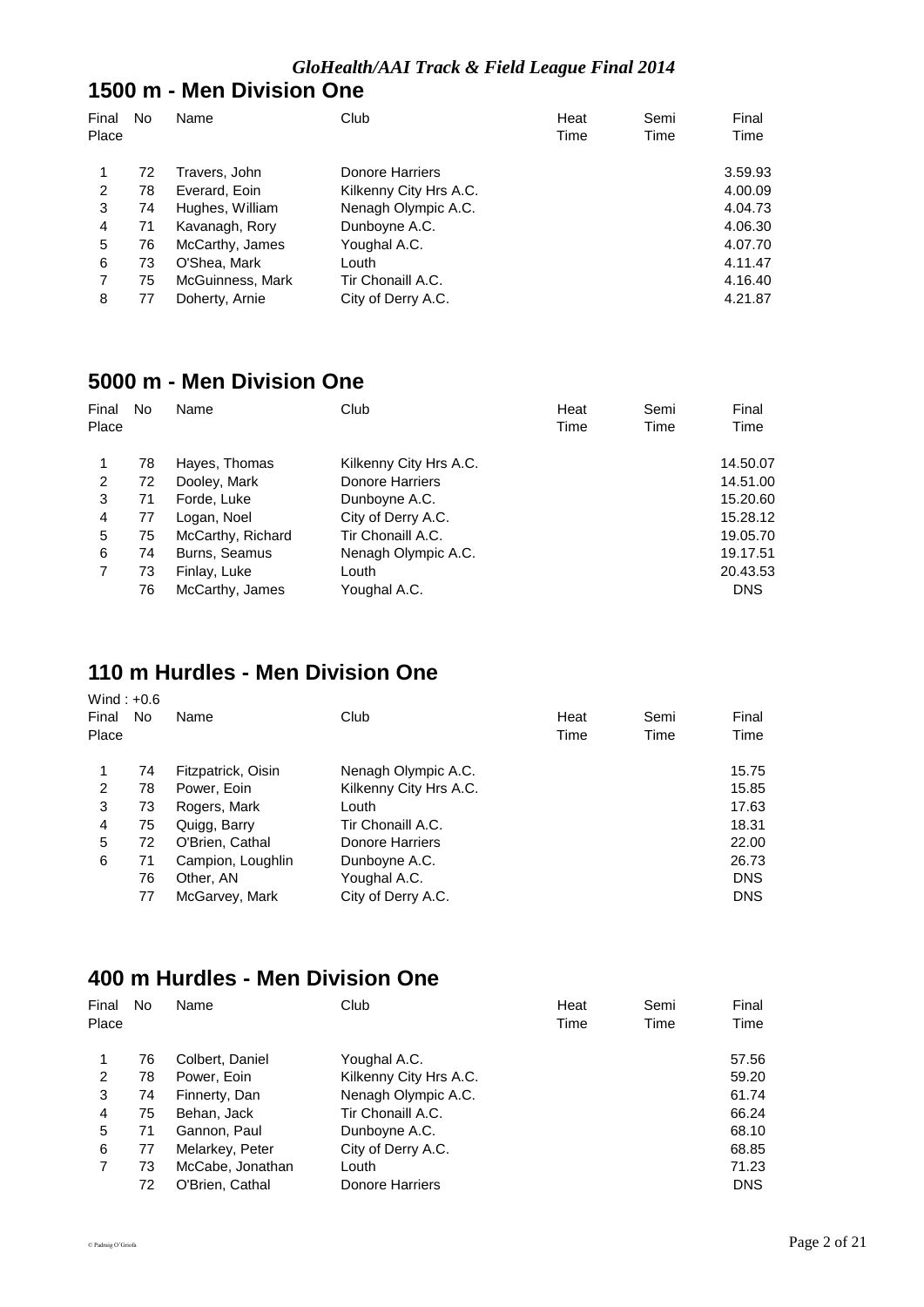*GloHealth/AAI Track & Field League Final 2014*

## 1500 m - Men Division One

| Final Place | No | Name | Club | Heat Time | Semi Time | Final Time |
|---|---|---|---|---|---|---|
| 1 | 72 | Travers, John | Donore Harriers | | | 3.59.93 |
| 2 | 78 | Everard, Eoin | Kilkenny City Hrs A.C. | | | 4.00.09 |
| 3 | 74 | Hughes, William | Nenagh Olympic A.C. | | | 4.04.73 |
| 4 | 71 | Kavanagh, Rory | Dunboyne A.C. | | | 4.06.30 |
| 5 | 76 | McCarthy, James | Youghal A.C. | | | 4.07.70 |
| 6 | 73 | O'Shea, Mark | Louth | | | 4.11.47 |
| 7 | 75 | McGuinness, Mark | Tir Chonaill A.C. | | | 4.16.40 |
| 8 | 77 | Doherty, Arnie | City of Derry A.C. | | | 4.21.87 |

## 5000 m - Men Division One

| Final Place | No | Name | Club | Heat Time | Semi Time | Final Time |
|---|---|---|---|---|---|---|
| 1 | 78 | Hayes, Thomas | Kilkenny City Hrs A.C. | | | 14.50.07 |
| 2 | 72 | Dooley, Mark | Donore Harriers | | | 14.51.00 |
| 3 | 71 | Forde, Luke | Dunboyne A.C. | | | 15.20.60 |
| 4 | 77 | Logan, Noel | City of Derry A.C. | | | 15.28.12 |
| 5 | 75 | McCarthy, Richard | Tir Chonaill A.C. | | | 19.05.70 |
| 6 | 74 | Burns, Seamus | Nenagh Olympic A.C. | | | 19.17.51 |
| 7 | 73 | Finlay, Luke | Louth | | | 20.43.53 |
| | 76 | McCarthy, James | Youghal A.C. | | | DNS |

## 110 m Hurdles - Men Division One

Wind : +0.6

| Final Place | No | Name | Club | Heat Time | Semi Time | Final Time |
|---|---|---|---|---|---|---|
| 1 | 74 | Fitzpatrick, Oisin | Nenagh Olympic A.C. | | | 15.75 |
| 2 | 78 | Power, Eoin | Kilkenny City Hrs A.C. | | | 15.85 |
| 3 | 73 | Rogers, Mark | Louth | | | 17.63 |
| 4 | 75 | Quigg, Barry | Tir Chonaill A.C. | | | 18.31 |
| 5 | 72 | O'Brien, Cathal | Donore Harriers | | | 22.00 |
| 6 | 71 | Campion, Loughlin | Dunboyne A.C. | | | 26.73 |
| | 76 | Other, AN | Youghal A.C. | | | DNS |
| | 77 | McGarvey, Mark | City of Derry A.C. | | | DNS |

## 400 m Hurdles - Men Division One

| Final Place | No | Name | Club | Heat Time | Semi Time | Final Time |
|---|---|---|---|---|---|---|
| 1 | 76 | Colbert, Daniel | Youghal A.C. | | | 57.56 |
| 2 | 78 | Power, Eoin | Kilkenny City Hrs A.C. | | | 59.20 |
| 3 | 74 | Finnerty, Dan | Nenagh Olympic A.C. | | | 61.74 |
| 4 | 75 | Behan, Jack | Tir Chonaill A.C. | | | 66.24 |
| 5 | 71 | Gannon, Paul | Dunboyne A.C. | | | 68.10 |
| 6 | 77 | Melarkey, Peter | City of Derry A.C. | | | 68.85 |
| 7 | 73 | McCabe, Jonathan | Louth | | | 71.23 |
| | 72 | O'Brien, Cathal | Donore Harriers | | | DNS |

© Padraig O'Griofa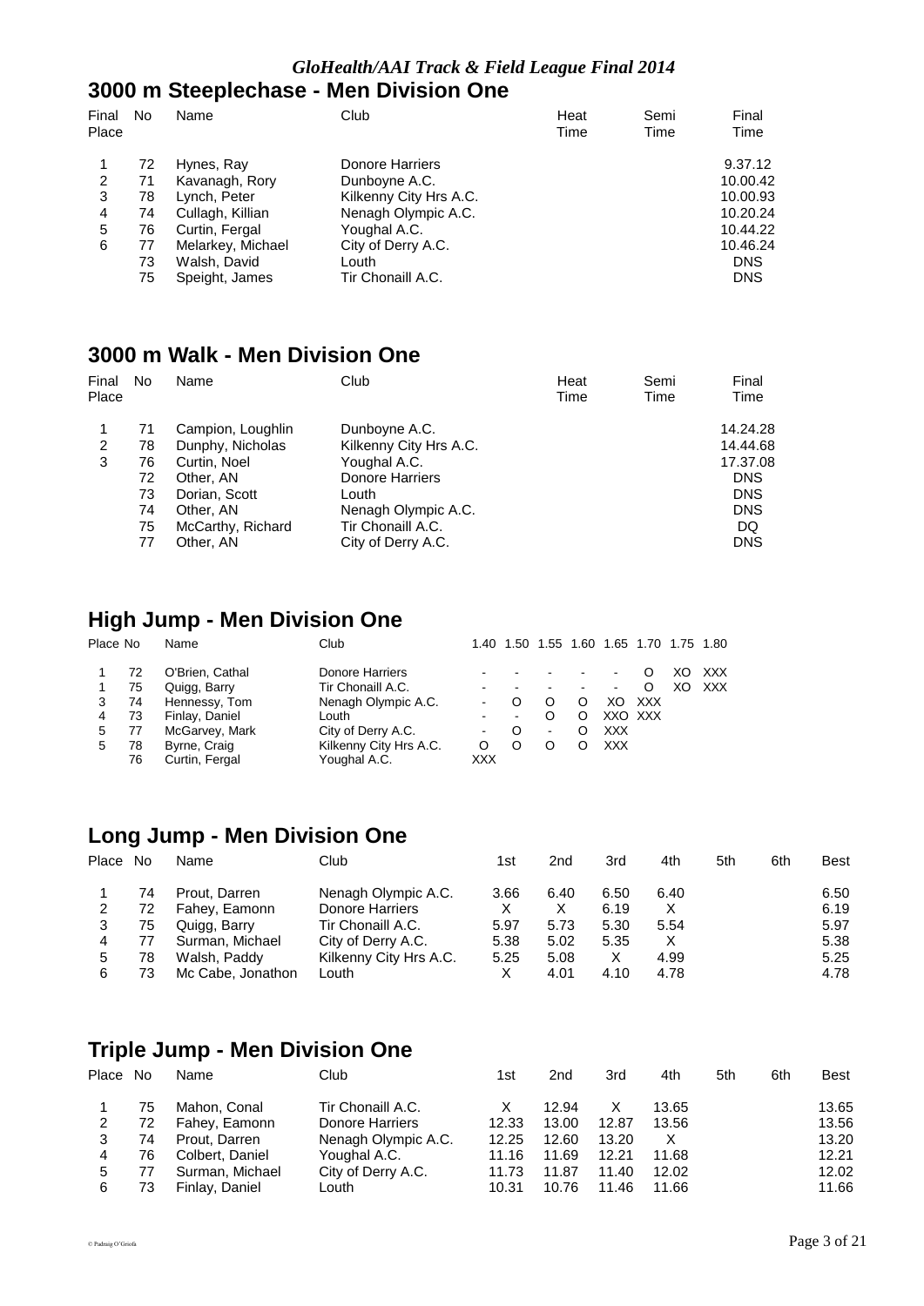*GloHealth/AAI Track & Field League Final 2014*

## 3000 m Steeplechase - Men Division One

| Final Place | No | Name | Club | Heat Time | Semi Time | Final Time |
|---|---|---|---|---|---|---|
| 1 | 72 | Hynes, Ray | Donore Harriers | | | 9.37.12 |
| 2 | 71 | Kavanagh, Rory | Dunboyne A.C. | | | 10.00.42 |
| 3 | 78 | Lynch, Peter | Kilkenny City Hrs A.C. | | | 10.00.93 |
| 4 | 74 | Cullagh, Killian | Nenagh Olympic A.C. | | | 10.20.24 |
| 5 | 76 | Curtin, Fergal | Youghal A.C. | | | 10.44.22 |
| 6 | 77 | Melarkey, Michael | City of Derry A.C. | | | 10.46.24 |
| | 73 | Walsh, David | Louth | | | DNS |
| | 75 | Speight, James | Tir Chonaill A.C. | | | DNS |

## 3000 m Walk - Men Division One

| Final Place | No | Name | Club | Heat Time | Semi Time | Final Time |
|---|---|---|---|---|---|---|
| 1 | 71 | Campion, Loughlin | Dunboyne A.C. | | | 14.24.28 |
| 2 | 78 | Dunphy, Nicholas | Kilkenny City Hrs A.C. | | | 14.44.68 |
| 3 | 76 | Curtin, Noel | Youghal A.C. | | | 17.37.08 |
| | 72 | Other, AN | Donore Harriers | | | DNS |
| | 73 | Dorian, Scott | Louth | | | DNS |
| | 74 | Other, AN | Nenagh Olympic A.C. | | | DNS |
| | 75 | McCarthy, Richard | Tir Chonaill A.C. | | | DQ |
| | 77 | Other, AN | City of Derry A.C. | | | DNS |

## High Jump - Men Division One

| Place | No | Name | Club | 1.40 | 1.50 | 1.55 | 1.60 | 1.65 | 1.70 | 1.75 | 1.80 |
|---|---|---|---|---|---|---|---|---|---|---|---|
| 1 | 72 | O'Brien, Cathal | Donore Harriers | - | - | - | - | - | O | XO | XXX |
| 1 | 75 | Quigg, Barry | Tir Chonaill A.C. | - | - | - | - | - | O | XO | XXX |
| 3 | 74 | Hennessy, Tom | Nenagh Olympic A.C. | - | O | O | O | XO | XXX | | |
| 4 | 73 | Finlay, Daniel | Louth | - | - | O | O | XXO | XXX | | |
| 5 | 77 | McGarvey, Mark | City of Derry A.C. | - | O | - | O | XXX | | | |
| 5 | 78 | Byrne, Craig | Kilkenny City Hrs A.C. | O | O | O | O | XXX | | | |
| | 76 | Curtin, Fergal | Youghal A.C. | XXX | | | | | | | |

## Long Jump - Men Division One

| Place | No | Name | Club | 1st | 2nd | 3rd | 4th | 5th | 6th | Best |
|---|---|---|---|---|---|---|---|---|---|---|
| 1 | 74 | Prout, Darren | Nenagh Olympic A.C. | 3.66 | 6.40 | 6.50 | 6.40 | | | 6.50 |
| 2 | 72 | Fahey, Eamonn | Donore Harriers | X | X | 6.19 | X | | | 6.19 |
| 3 | 75 | Quigg, Barry | Tir Chonaill A.C. | 5.97 | 5.73 | 5.30 | 5.54 | | | 5.97 |
| 4 | 77 | Surman, Michael | City of Derry A.C. | 5.38 | 5.02 | 5.35 | X | | | 5.38 |
| 5 | 78 | Walsh, Paddy | Kilkenny City Hrs A.C. | 5.25 | 5.08 | X | 4.99 | | | 5.25 |
| 6 | 73 | Mc Cabe, Jonathon | Louth | X | 4.01 | 4.10 | 4.78 | | | 4.78 |

## Triple Jump - Men Division One

| Place | No | Name | Club | 1st | 2nd | 3rd | 4th | 5th | 6th | Best |
|---|---|---|---|---|---|---|---|---|---|---|
| 1 | 75 | Mahon, Conal | Tir Chonaill A.C. | X | 12.94 | X | 13.65 | | | 13.65 |
| 2 | 72 | Fahey, Eamonn | Donore Harriers | 12.33 | 13.00 | 12.87 | 13.56 | | | 13.56 |
| 3 | 74 | Prout, Darren | Nenagh Olympic A.C. | 12.25 | 12.60 | 13.20 | X | | | 13.20 |
| 4 | 76 | Colbert, Daniel | Youghal A.C. | 11.16 | 11.69 | 12.21 | 11.68 | | | 12.21 |
| 5 | 77 | Surman, Michael | City of Derry A.C. | 11.73 | 11.87 | 11.40 | 12.02 | | | 12.02 |
| 6 | 73 | Finlay, Daniel | Louth | 10.31 | 10.76 | 11.46 | 11.66 | | | 11.66 |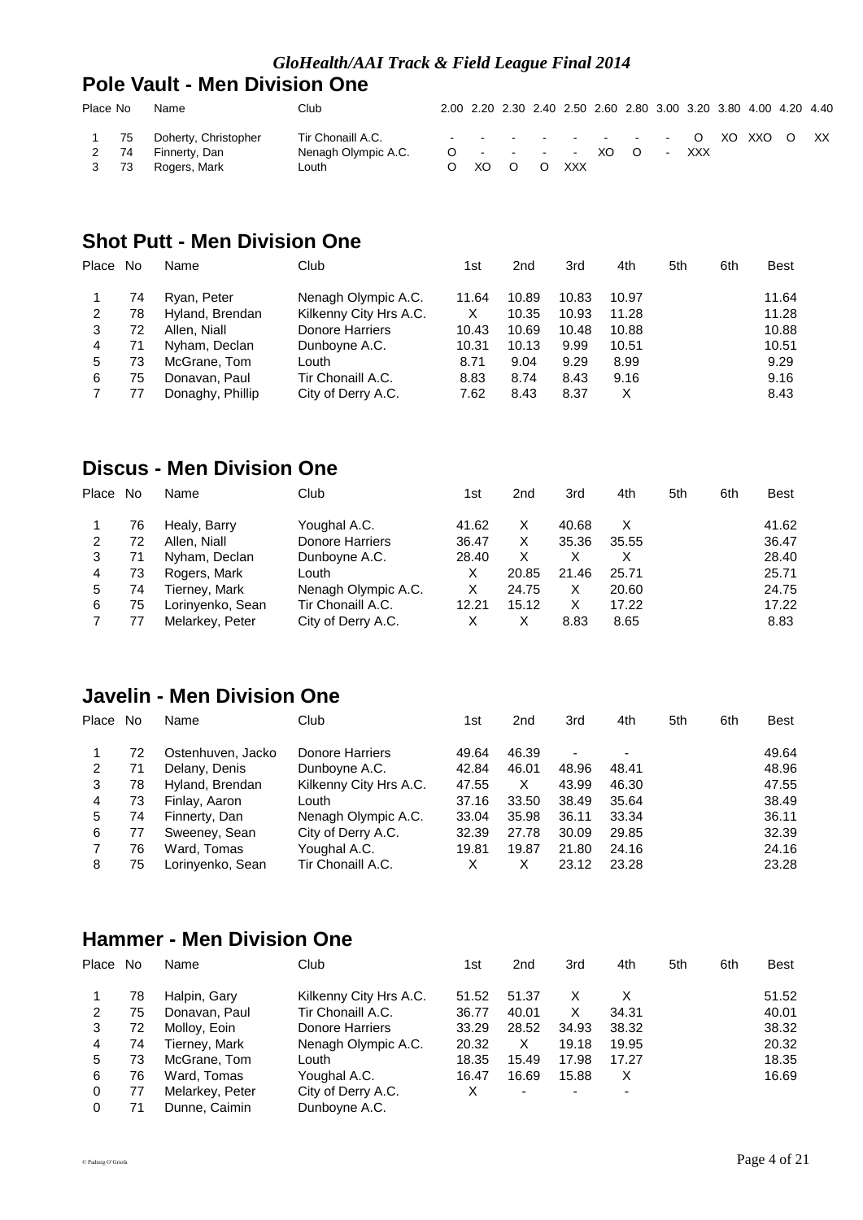## Pole Vault - Men Division One

| Place | No | Name | Club | 2.00 | 2.20 | 2.30 | 2.40 | 2.50 | 2.60 | 2.80 | 3.00 | 3.20 | 3.80 | 4.00 | 4.20 | 4.40 |
|---|---|---|---|---|---|---|---|---|---|---|---|---|---|---|---|---|
| 1 | 75 | Doherty, Christopher | Tir Chonaill A.C. | - | - | - | - | - | - | - | - | O | XO | XXO | O | XX |
| 2 | 74 | Finnerty, Dan | Nenagh Olympic A.C. | O | - | - | - | - | XO | O | - | XXX | | | | |
| 3 | 73 | Rogers, Mark | Louth | O | XO | O | O | XXX | | | | | | | | |

## Shot Putt - Men Division One

| Place | No | Name | Club | 1st | 2nd | 3rd | 4th | 5th | 6th | Best |
|---|---|---|---|---|---|---|---|---|---|---|
| 1 | 74 | Ryan, Peter | Nenagh Olympic A.C. | 11.64 | 10.89 | 10.83 | 10.97 | | | 11.64 |
| 2 | 78 | Hyland, Brendan | Kilkenny City Hrs A.C. | X | 10.35 | 10.93 | 11.28 | | | 11.28 |
| 3 | 72 | Allen, Niall | Donore Harriers | 10.43 | 10.69 | 10.48 | 10.88 | | | 10.88 |
| 4 | 71 | Nyham, Declan | Dunboyne A.C. | 10.31 | 10.13 | 9.99 | 10.51 | | | 10.51 |
| 5 | 73 | McGrane, Tom | Louth | 8.71 | 9.04 | 9.29 | 8.99 | | | 9.29 |
| 6 | 75 | Donavan, Paul | Tir Chonaill A.C. | 8.83 | 8.74 | 8.43 | 9.16 | | | 9.16 |
| 7 | 77 | Donaghy, Phillip | City of Derry A.C. | 7.62 | 8.43 | 8.37 | X | | | 8.43 |

## Discus - Men Division One

| Place | No | Name | Club | 1st | 2nd | 3rd | 4th | 5th | 6th | Best |
|---|---|---|---|---|---|---|---|---|---|---|
| 1 | 76 | Healy, Barry | Youghal A.C. | 41.62 | X | 40.68 | X | | | 41.62 |
| 2 | 72 | Allen, Niall | Donore Harriers | 36.47 | X | 35.36 | 35.55 | | | 36.47 |
| 3 | 71 | Nyham, Declan | Dunboyne A.C. | 28.40 | X | X | X | | | 28.40 |
| 4 | 73 | Rogers, Mark | Louth | X | 20.85 | 21.46 | 25.71 | | | 25.71 |
| 5 | 74 | Tierney, Mark | Nenagh Olympic A.C. | X | 24.75 | X | 20.60 | | | 24.75 |
| 6 | 75 | Lorinyenko, Sean | Tir Chonaill A.C. | 12.21 | 15.12 | X | 17.22 | | | 17.22 |
| 7 | 77 | Melarkey, Peter | City of Derry A.C. | X | X | 8.83 | 8.65 | | | 8.83 |

## Javelin - Men Division One

| Place | No | Name | Club | 1st | 2nd | 3rd | 4th | 5th | 6th | Best |
|---|---|---|---|---|---|---|---|---|---|---|
| 1 | 72 | Ostenhuven, Jacko | Donore Harriers | 49.64 | 46.39 | - | - | | | 49.64 |
| 2 | 71 | Delany, Denis | Dunboyne A.C. | 42.84 | 46.01 | 48.96 | 48.41 | | | 48.96 |
| 3 | 78 | Hyland, Brendan | Kilkenny City Hrs A.C. | 47.55 | X | 43.99 | 46.30 | | | 47.55 |
| 4 | 73 | Finlay, Aaron | Louth | 37.16 | 33.50 | 38.49 | 35.64 | | | 38.49 |
| 5 | 74 | Finnerty, Dan | Nenagh Olympic A.C. | 33.04 | 35.98 | 36.11 | 33.34 | | | 36.11 |
| 6 | 77 | Sweeney, Sean | City of Derry A.C. | 32.39 | 27.78 | 30.09 | 29.85 | | | 32.39 |
| 7 | 76 | Ward, Tomas | Youghal A.C. | 19.81 | 19.87 | 21.80 | 24.16 | | | 24.16 |
| 8 | 75 | Lorinyenko, Sean | Tir Chonaill A.C. | X | X | 23.12 | 23.28 | | | 23.28 |

## Hammer - Men Division One

| Place | No | Name | Club | 1st | 2nd | 3rd | 4th | 5th | 6th | Best |
|---|---|---|---|---|---|---|---|---|---|---|
| 1 | 78 | Halpin, Gary | Kilkenny City Hrs A.C. | 51.52 | 51.37 | X | X | | | 51.52 |
| 2 | 75 | Donavan, Paul | Tir Chonaill A.C. | 36.77 | 40.01 | X | 34.31 | | | 40.01 |
| 3 | 72 | Molloy, Eoin | Donore Harriers | 33.29 | 28.52 | 34.93 | 38.32 | | | 38.32 |
| 4 | 74 | Tierney, Mark | Nenagh Olympic A.C. | 20.32 | X | 19.18 | 19.95 | | | 20.32 |
| 5 | 73 | McGrane, Tom | Louth | 18.35 | 15.49 | 17.98 | 17.27 | | | 18.35 |
| 6 | 76 | Ward, Tomas | Youghal A.C. | 16.47 | 16.69 | 15.88 | X | | | 16.69 |
| 0 | 77 | Melarkey, Peter | City of Derry A.C. | X | - | - | - | | | |
| 0 | 71 | Dunne, Caimin | Dunboyne A.C. | | | | | | | |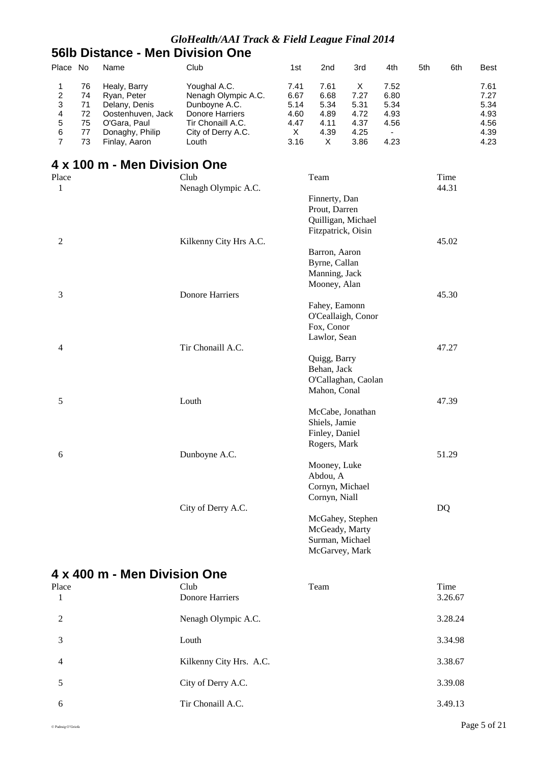*GloHealth/AAI Track & Field League Final 2014*

## 56lb Distance - Men Division One

| Place | No | Name | Club | 1st | 2nd | 3rd | 4th | 5th | 6th | Best |
|---|---|---|---|---|---|---|---|---|---|---|
| 1 | 76 | Healy, Barry | Youghal A.C. | 7.41 | 7.61 | X | 7.52 | | | 7.61 |
| 2 | 74 | Ryan, Peter | Nenagh Olympic A.C. | 6.67 | 6.68 | 7.27 | 6.80 | | | 7.27 |
| 3 | 71 | Delany, Denis | Dunboyne A.C. | 5.14 | 5.34 | 5.31 | 5.34 | | | 5.34 |
| 4 | 72 | Oostenhuven, Jack | Donore Harriers | 4.60 | 4.89 | 4.72 | 4.93 | | | 4.93 |
| 5 | 75 | O'Gara, Paul | Tir Chonaill A.C. | 4.47 | 4.11 | 4.37 | 4.56 | | | 4.56 |
| 6 | 77 | Donaghy, Philip | City of Derry A.C. | X | 4.39 | 4.25 | - | | | 4.39 |
| 7 | 73 | Finlay, Aaron | Louth | 3.16 | X | 3.86 | 4.23 | | | 4.23 |

## 4 x 100 m - Men Division One

| Place | Club | Team | Time |
|---|---|---|---|
| 1 | Nenagh Olympic A.C. | Finnerty, Dan; Prout, Darren; Quilligan, Michael; Fitzpatrick, Oisin | 44.31 |
| 2 | Kilkenny City Hrs A.C. | Barron, Aaron; Byrne, Callan; Manning, Jack; Mooney, Alan | 45.02 |
| 3 | Donore Harriers | Fahey, Eamonn; O'Ceallaigh, Conor; Fox, Conor; Lawlor, Sean | 45.30 |
| 4 | Tir Chonaill A.C. | Quigg, Barry; Behan, Jack; O'Callaghan, Caolan; Mahon, Conal | 47.27 |
| 5 | Louth | McCabe, Jonathan; Shiels, Jamie; Finley, Daniel; Rogers, Mark | 47.39 |
| 6 | Dunboyne A.C. | Mooney, Luke; Abdou, A; Cornyn, Michael; Cornyn, Niall | 51.29 |
| | City of Derry A.C. | McGahey, Stephen; McGeady, Marty; Surman, Michael; McGarvey, Mark | DQ |

## 4 x 400 m - Men Division One

| Place | Club | Team | Time |
|---|---|---|---|
| 1 | Donore Harriers | | 3.26.67 |
| 2 | Nenagh Olympic A.C. | | 3.28.24 |
| 3 | Louth | | 3.34.98 |
| 4 | Kilkenny City Hrs. A.C. | | 3.38.67 |
| 5 | City of Derry A.C. | | 3.39.08 |
| 6 | Tir Chonaill A.C. | | 3.49.13 |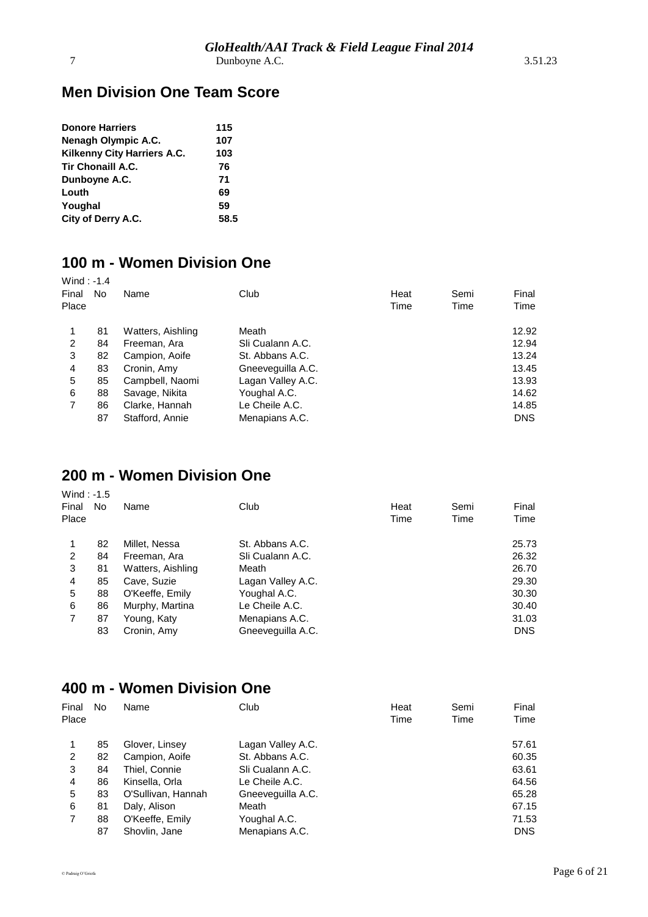| 7 | Dunboyne A.C. | 3.51.23 |
|---|---|---|

## Men Division One Team Score

| | |
|---|---|
| **Donore Harriers** | **115** |
| **Nenagh Olympic A.C.** | **107** |
| **Kilkenny City Harriers A.C.** | **103** |
| **Tir Chonaill A.C.** | **76** |
| **Dunboyne A.C.** | **71** |
| **Louth** | **69** |
| **Youghal** | **59** |
| **City of Derry A.C.** | **58.5** |

## 100 m - Women Division One

Wind : -1.4

| Final Place | No | Name | Club | Heat Time | Semi Time | Final Time |
|---|---|---|---|---|---|---|
| 1 | 81 | Watters, Aishling | Meath | | | 12.92 |
| 2 | 84 | Freeman, Ara | Sli Cualann A.C. | | | 12.94 |
| 3 | 82 | Campion, Aoife | St. Abbans A.C. | | | 13.24 |
| 4 | 83 | Cronin, Amy | Gneeveguilla A.C. | | | 13.45 |
| 5 | 85 | Campbell, Naomi | Lagan Valley A.C. | | | 13.93 |
| 6 | 88 | Savage, Nikita | Youghal A.C. | | | 14.62 |
| 7 | 86 | Clarke, Hannah | Le Cheile A.C. | | | 14.85 |
| | 87 | Stafford, Annie | Menapians A.C. | | | DNS |

## 200 m - Women Division One

Wind : -1.5

| Final Place | No | Name | Club | Heat Time | Semi Time | Final Time |
|---|---|---|---|---|---|---|
| 1 | 82 | Millet, Nessa | St. Abbans A.C. | | | 25.73 |
| 2 | 84 | Freeman, Ara | Sli Cualann A.C. | | | 26.32 |
| 3 | 81 | Watters, Aishling | Meath | | | 26.70 |
| 4 | 85 | Cave, Suzie | Lagan Valley A.C. | | | 29.30 |
| 5 | 88 | O'Keeffe, Emily | Youghal A.C. | | | 30.30 |
| 6 | 86 | Murphy, Martina | Le Cheile A.C. | | | 30.40 |
| 7 | 87 | Young, Katy | Menapians A.C. | | | 31.03 |
| | 83 | Cronin, Amy | Gneeveguilla A.C. | | | DNS |

## 400 m - Women Division One

| Final Place | No | Name | Club | Heat Time | Semi Time | Final Time |
|---|---|---|---|---|---|---|
| 1 | 85 | Glover, Linsey | Lagan Valley A.C. | | | 57.61 |
| 2 | 82 | Campion, Aoife | St. Abbans A.C. | | | 60.35 |
| 3 | 84 | Thiel, Connie | Sli Cualann A.C. | | | 63.61 |
| 4 | 86 | Kinsella, Orla | Le Cheile A.C. | | | 64.56 |
| 5 | 83 | O'Sullivan, Hannah | Gneeveguilla A.C. | | | 65.28 |
| 6 | 81 | Daly, Alison | Meath | | | 67.15 |
| 7 | 88 | O'Keeffe, Emily | Youghal A.C. | | | 71.53 |
| | 87 | Shovlin, Jane | Menapians A.C. | | | DNS |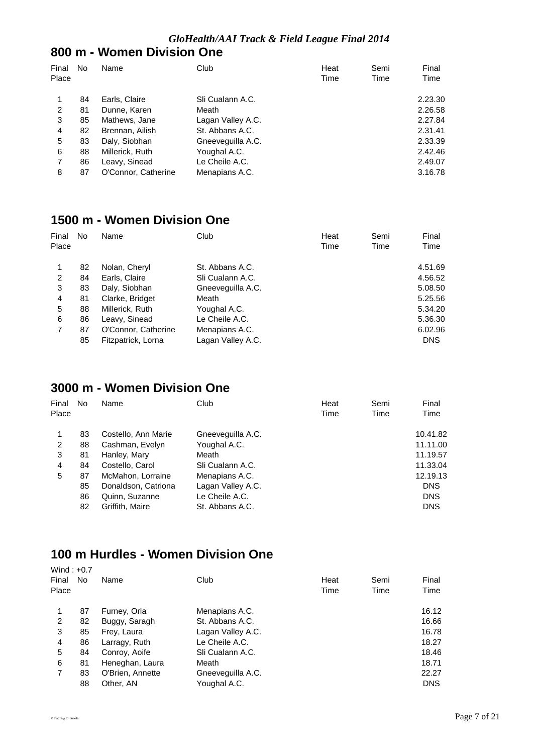*GloHealth/AAI Track & Field League Final 2014*

## 800 m - Women Division One

| Final Place | No | Name | Club | Heat Time | Semi Time | Final Time |
|---|---|---|---|---|---|---|
| 1 | 84 | Earls, Claire | Sli Cualann A.C. | | | 2.23.30 |
| 2 | 81 | Dunne, Karen | Meath | | | 2.26.58 |
| 3 | 85 | Mathews, Jane | Lagan Valley A.C. | | | 2.27.84 |
| 4 | 82 | Brennan, Ailish | St. Abbans A.C. | | | 2.31.41 |
| 5 | 83 | Daly, Siobhan | Gneeveguilla A.C. | | | 2.33.39 |
| 6 | 88 | Millerick, Ruth | Youghal A.C. | | | 2.42.46 |
| 7 | 86 | Leavy, Sinead | Le Cheile A.C. | | | 2.49.07 |
| 8 | 87 | O'Connor, Catherine | Menapians A.C. | | | 3.16.78 |

## 1500 m - Women Division One

| Final Place | No | Name | Club | Heat Time | Semi Time | Final Time |
|---|---|---|---|---|---|---|
| 1 | 82 | Nolan, Cheryl | St. Abbans A.C. | | | 4.51.69 |
| 2 | 84 | Earls, Claire | Sli Cualann A.C. | | | 4.56.52 |
| 3 | 83 | Daly, Siobhan | Gneeveguilla A.C. | | | 5.08.50 |
| 4 | 81 | Clarke, Bridget | Meath | | | 5.25.56 |
| 5 | 88 | Millerick, Ruth | Youghal A.C. | | | 5.34.20 |
| 6 | 86 | Leavy, Sinead | Le Cheile A.C. | | | 5.36.30 |
| 7 | 87 | O'Connor, Catherine | Menapians A.C. | | | 6.02.96 |
| | 85 | Fitzpatrick, Lorna | Lagan Valley A.C. | | | DNS |

## 3000 m - Women Division One

| Final Place | No | Name | Club | Heat Time | Semi Time | Final Time |
|---|---|---|---|---|---|---|
| 1 | 83 | Costello, Ann Marie | Gneeveguilla A.C. | | | 10.41.82 |
| 2 | 88 | Cashman, Evelyn | Youghal A.C. | | | 11.11.00 |
| 3 | 81 | Hanley, Mary | Meath | | | 11.19.57 |
| 4 | 84 | Costello, Carol | Sli Cualann A.C. | | | 11.33.04 |
| 5 | 87 | McMahon, Lorraine | Menapians A.C. | | | 12.19.13 |
| | 85 | Donaldson, Catriona | Lagan Valley A.C. | | | DNS |
| | 86 | Quinn, Suzanne | Le Cheile A.C. | | | DNS |
| | 82 | Griffith, Maire | St. Abbans A.C. | | | DNS |

## 100 m Hurdles - Women Division One

Wind : +0.7

| Final Place | No | Name | Club | Heat Time | Semi Time | Final Time |
|---|---|---|---|---|---|---|
| 1 | 87 | Furney, Orla | Menapians A.C. | | | 16.12 |
| 2 | 82 | Buggy, Saragh | St. Abbans A.C. | | | 16.66 |
| 3 | 85 | Frey, Laura | Lagan Valley A.C. | | | 16.78 |
| 4 | 86 | Larragy, Ruth | Le Cheile A.C. | | | 18.27 |
| 5 | 84 | Conroy, Aoife | Sli Cualann A.C. | | | 18.46 |
| 6 | 81 | Heneghan, Laura | Meath | | | 18.71 |
| 7 | 83 | O'Brien, Annette | Gneeveguilla A.C. | | | 22.27 |
| | 88 | Other, AN | Youghal A.C. | | | DNS |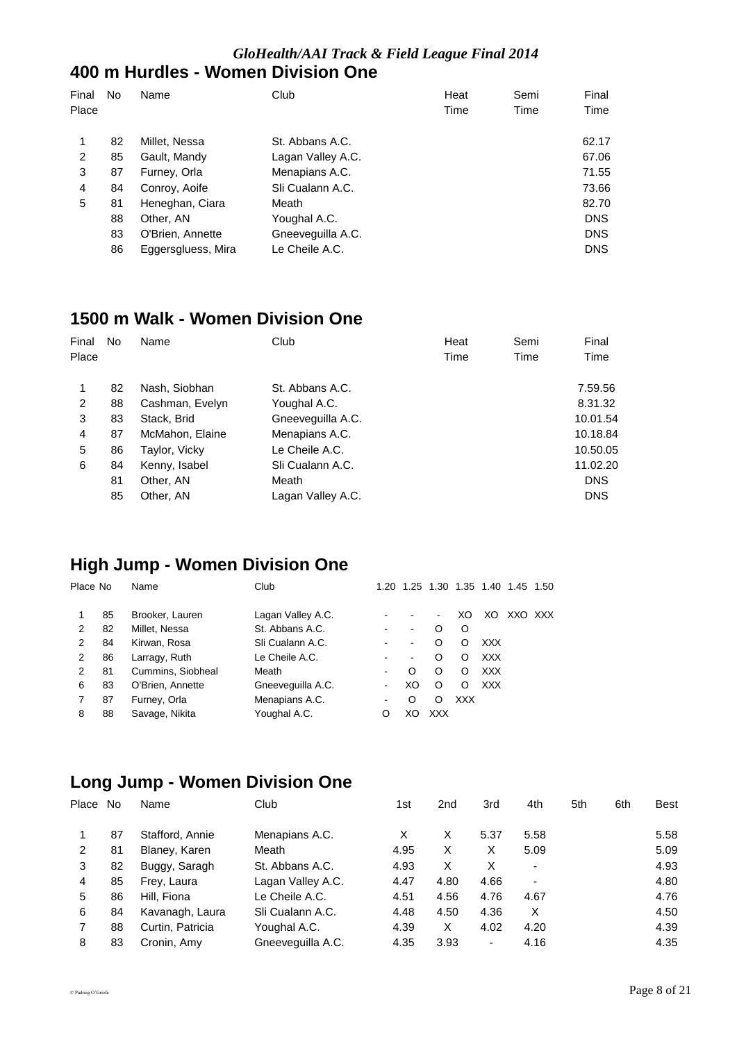*GloHealth/AAI Track & Field League Final 2014*

## 400 m Hurdles - Women Division One

| Final Place | No | Name | Club | Heat Time | Semi Time | Final Time |
|---|---|---|---|---|---|---|
| 1 | 82 | Millet, Nessa | St. Abbans A.C. | | | 62.17 |
| 2 | 85 | Gault, Mandy | Lagan Valley A.C. | | | 67.06 |
| 3 | 87 | Furney, Orla | Menapians A.C. | | | 71.55 |
| 4 | 84 | Conroy, Aoife | Sli Cualann A.C. | | | 73.66 |
| 5 | 81 | Heneghan, Ciara | Meath | | | 82.70 |
| | 88 | Other, AN | Youghal A.C. | | | DNS |
| | 83 | O'Brien, Annette | Gneeveguilla A.C. | | | DNS |
| | 86 | Eggersgluess, Mira | Le Cheile A.C. | | | DNS |

## 1500 m Walk - Women Division One

| Final Place | No | Name | Club | Heat Time | Semi Time | Final Time |
|---|---|---|---|---|---|---|
| 1 | 82 | Nash, Siobhan | St. Abbans A.C. | | | 7.59.56 |
| 2 | 88 | Cashman, Evelyn | Youghal A.C. | | | 8.31.32 |
| 3 | 83 | Stack, Brid | Gneeveguilla A.C. | | | 10.01.54 |
| 4 | 87 | McMahon, Elaine | Menapians A.C. | | | 10.18.84 |
| 5 | 86 | Taylor, Vicky | Le Cheile A.C. | | | 10.50.05 |
| 6 | 84 | Kenny, Isabel | Sli Cualann A.C. | | | 11.02.20 |
| | 81 | Other, AN | Meath | | | DNS |
| | 85 | Other, AN | Lagan Valley A.C. | | | DNS |

## High Jump - Women Division One

| Place | No | Name | Club | 1.20 | 1.25 | 1.30 | 1.35 | 1.40 | 1.45 | 1.50 |
|---|---|---|---|---|---|---|---|---|---|---|
| 1 | 85 | Brooker, Lauren | Lagan Valley A.C. | - | - | - | XO | XO | XXO | XXX |
| 2 | 82 | Millet, Nessa | St. Abbans A.C. | - | - | O | O | | | |
| 2 | 84 | Kirwan, Rosa | Sli Cualann A.C. | - | - | O | O | XXX | | |
| 2 | 86 | Larragy, Ruth | Le Cheile A.C. | - | - | O | O | XXX | | |
| 2 | 81 | Cummins, Siobheal | Meath | - | O | O | O | XXX | | |
| 6 | 83 | O'Brien, Annette | Gneeveguilla A.C. | - | XO | O | O | XXX | | |
| 7 | 87 | Furney, Orla | Menapians A.C. | - | O | O | XXX | | | |
| 8 | 88 | Savage, Nikita | Youghal A.C. | O | XO | XXX | | | | |

## Long Jump - Women Division One

| Place | No | Name | Club | 1st | 2nd | 3rd | 4th | 5th | 6th | Best |
|---|---|---|---|---|---|---|---|---|---|---|
| 1 | 87 | Stafford, Annie | Menapians A.C. | X | X | 5.37 | 5.58 | | | 5.58 |
| 2 | 81 | Blaney, Karen | Meath | 4.95 | X | X | 5.09 | | | 5.09 |
| 3 | 82 | Buggy, Saragh | St. Abbans A.C. | 4.93 | X | X | - | | | 4.93 |
| 4 | 85 | Frey, Laura | Lagan Valley A.C. | 4.47 | 4.80 | 4.66 | - | | | 4.80 |
| 5 | 86 | Hill, Fiona | Le Cheile A.C. | 4.51 | 4.56 | 4.76 | 4.67 | | | 4.76 |
| 6 | 84 | Kavanagh, Laura | Sli Cualann A.C. | 4.48 | 4.50 | 4.36 | X | | | 4.50 |
| 7 | 88 | Curtin, Patricia | Youghal A.C. | 4.39 | X | 4.02 | 4.20 | | | 4.39 |
| 8 | 83 | Cronin, Amy | Gneeveguilla A.C. | 4.35 | 3.93 | - | 4.16 | | | 4.35 |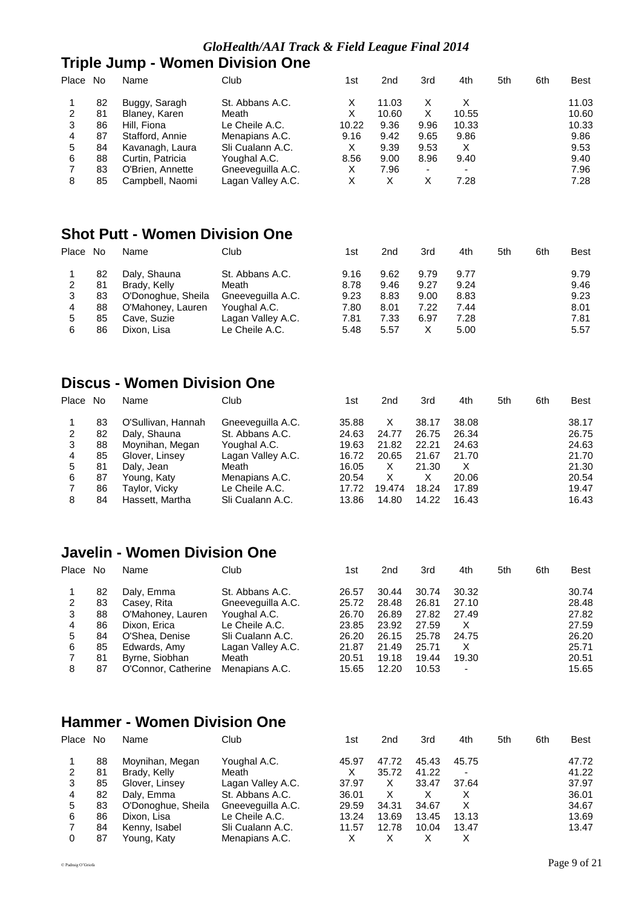*GloHealth/AAI Track & Field League Final 2014*

## Triple Jump - Women Division One

| Place | No | Name | Club | 1st | 2nd | 3rd | 4th | 5th | 6th | Best |
|---|---|---|---|---|---|---|---|---|---|---|
| 1 | 82 | Buggy, Saragh | St. Abbans A.C. | X | 11.03 | X | X | | | 11.03 |
| 2 | 81 | Blaney, Karen | Meath | X | 10.60 | X | 10.55 | | | 10.60 |
| 3 | 86 | Hill, Fiona | Le Cheile A.C. | 10.22 | 9.36 | 9.96 | 10.33 | | | 10.33 |
| 4 | 87 | Stafford, Annie | Menapians A.C. | 9.16 | 9.42 | 9.65 | 9.86 | | | 9.86 |
| 5 | 84 | Kavanagh, Laura | Sli Cualann A.C. | X | 9.39 | 9.53 | X | | | 9.53 |
| 6 | 88 | Curtin, Patricia | Youghal A.C. | 8.56 | 9.00 | 8.96 | 9.40 | | | 9.40 |
| 7 | 83 | O'Brien, Annette | Gneeveguilla A.C. | X | 7.96 | - | - | | | 7.96 |
| 8 | 85 | Campbell, Naomi | Lagan Valley A.C. | X | X | X | 7.28 | | | 7.28 |

## Shot Putt - Women Division One

| Place | No | Name | Club | 1st | 2nd | 3rd | 4th | 5th | 6th | Best |
|---|---|---|---|---|---|---|---|---|---|---|
| 1 | 82 | Daly, Shauna | St. Abbans A.C. | 9.16 | 9.62 | 9.79 | 9.77 | | | 9.79 |
| 2 | 81 | Brady, Kelly | Meath | 8.78 | 9.46 | 9.27 | 9.24 | | | 9.46 |
| 3 | 83 | O'Donoghue, Sheila | Gneeveguilla A.C. | 9.23 | 8.83 | 9.00 | 8.83 | | | 9.23 |
| 4 | 88 | O'Mahoney, Lauren | Youghal A.C. | 7.80 | 8.01 | 7.22 | 7.44 | | | 8.01 |
| 5 | 85 | Cave, Suzie | Lagan Valley A.C. | 7.81 | 7.33 | 6.97 | 7.28 | | | 7.81 |
| 6 | 86 | Dixon, Lisa | Le Cheile A.C. | 5.48 | 5.57 | X | 5.00 | | | 5.57 |

## Discus - Women Division One

| Place | No | Name | Club | 1st | 2nd | 3rd | 4th | 5th | 6th | Best |
|---|---|---|---|---|---|---|---|---|---|---|
| 1 | 83 | O'Sullivan, Hannah | Gneeveguilla A.C. | 35.88 | X | 38.17 | 38.08 | | | 38.17 |
| 2 | 82 | Daly, Shauna | St. Abbans A.C. | 24.63 | 24.77 | 26.75 | 26.34 | | | 26.75 |
| 3 | 88 | Moynihan, Megan | Youghal A.C. | 19.63 | 21.82 | 22.21 | 24.63 | | | 24.63 |
| 4 | 85 | Glover, Linsey | Lagan Valley A.C. | 16.72 | 20.65 | 21.67 | 21.70 | | | 21.70 |
| 5 | 81 | Daly, Jean | Meath | 16.05 | X | 21.30 | X | | | 21.30 |
| 6 | 87 | Young, Katy | Menapians A.C. | 20.54 | X | X | 20.06 | | | 20.54 |
| 7 | 86 | Taylor, Vicky | Le Cheile A.C. | 17.72 | 19.474 | 18.24 | 17.89 | | | 19.47 |
| 8 | 84 | Hassett, Martha | Sli Cualann A.C. | 13.86 | 14.80 | 14.22 | 16.43 | | | 16.43 |

## Javelin - Women Division One

| Place | No | Name | Club | 1st | 2nd | 3rd | 4th | 5th | 6th | Best |
|---|---|---|---|---|---|---|---|---|---|---|
| 1 | 82 | Daly, Emma | St. Abbans A.C. | 26.57 | 30.44 | 30.74 | 30.32 | | | 30.74 |
| 2 | 83 | Casey, Rita | Gneeveguilla A.C. | 25.72 | 28.48 | 26.81 | 27.10 | | | 28.48 |
| 3 | 88 | O'Mahoney, Lauren | Youghal A.C. | 26.70 | 26.89 | 27.82 | 27.49 | | | 27.82 |
| 4 | 86 | Dixon, Erica | Le Cheile A.C. | 23.85 | 23.92 | 27.59 | X | | | 27.59 |
| 5 | 84 | O'Shea, Denise | Sli Cualann A.C. | 26.20 | 26.15 | 25.78 | 24.75 | | | 26.20 |
| 6 | 85 | Edwards, Amy | Lagan Valley A.C. | 21.87 | 21.49 | 25.71 | X | | | 25.71 |
| 7 | 81 | Byrne, Siobhan | Meath | 20.51 | 19.18 | 19.44 | 19.30 | | | 20.51 |
| 8 | 87 | O'Connor, Catherine | Menapians A.C. | 15.65 | 12.20 | 10.53 | - | | | 15.65 |

## Hammer - Women Division One

| Place | No | Name | Club | 1st | 2nd | 3rd | 4th | 5th | 6th | Best |
|---|---|---|---|---|---|---|---|---|---|---|
| 1 | 88 | Moynihan, Megan | Youghal A.C. | 45.97 | 47.72 | 45.43 | 45.75 | | | 47.72 |
| 2 | 81 | Brady, Kelly | Meath | X | 35.72 | 41.22 | - | | | 41.22 |
| 3 | 85 | Glover, Linsey | Lagan Valley A.C. | 37.97 | X | 33.47 | 37.64 | | | 37.97 |
| 4 | 82 | Daly, Emma | St. Abbans A.C. | 36.01 | X | X | X | | | 36.01 |
| 5 | 83 | O'Donoghue, Sheila | Gneeveguilla A.C. | 29.59 | 34.31 | 34.67 | X | | | 34.67 |
| 6 | 86 | Dixon, Lisa | Le Cheile A.C. | 13.24 | 13.69 | 13.45 | 13.13 | | | 13.69 |
| 7 | 84 | Kenny, Isabel | Sli Cualann A.C. | 11.57 | 12.78 | 10.04 | 13.47 | | | 13.47 |
| 0 | 87 | Young, Katy | Menapians A.C. | X | X | X | X | | | |

© Padraig O'Griofa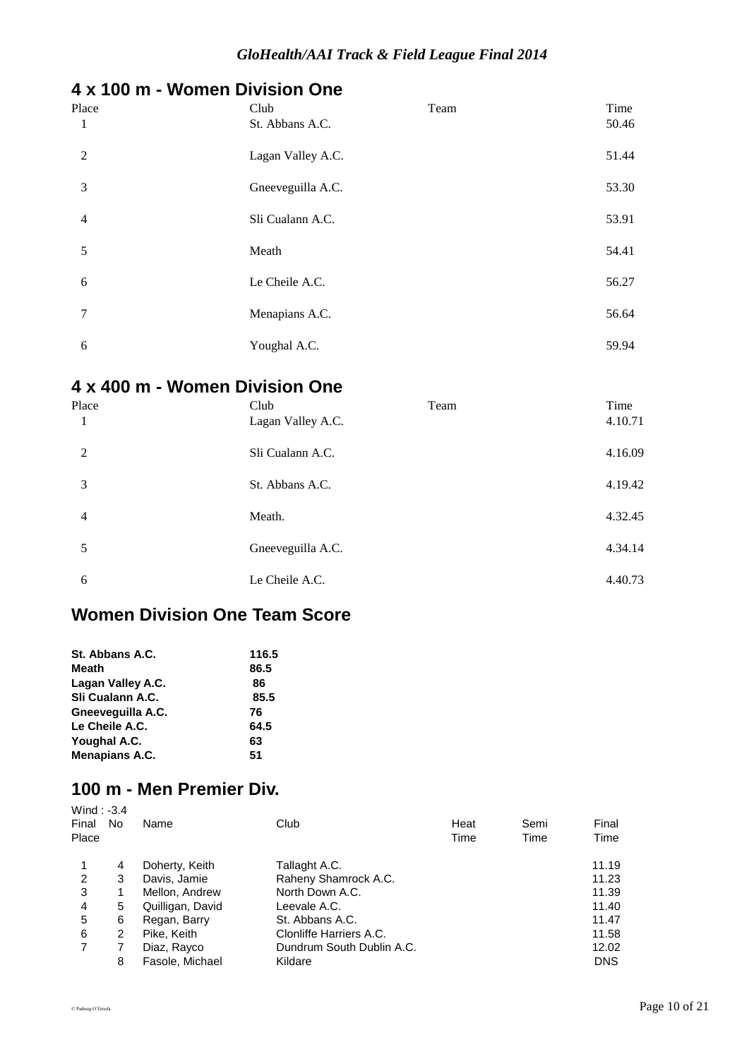*GloHealth/AAI Track & Field League Final 2014*

## 4 x 100 m - Women Division One

| Place | Club | Team | Time |
|---|---|---|---|
| 1 | St. Abbans A.C. | | 50.46 |
| 2 | Lagan Valley A.C. | | 51.44 |
| 3 | Gneeveguilla A.C. | | 53.30 |
| 4 | Sli Cualann A.C. | | 53.91 |
| 5 | Meath | | 54.41 |
| 6 | Le Cheile A.C. | | 56.27 |
| 7 | Menapians A.C. | | 56.64 |
| 6 | Youghal A.C. | | 59.94 |

## 4 x 400 m - Women Division One

| Place | Club | Team | Time |
|---|---|---|---|
| 1 | Lagan Valley A.C. | | 4.10.71 |
| 2 | Sli Cualann A.C. | | 4.16.09 |
| 3 | St. Abbans A.C. | | 4.19.42 |
| 4 | Meath. | | 4.32.45 |
| 5 | Gneeveguilla A.C. | | 4.34.14 |
| 6 | Le Cheile A.C. | | 4.40.73 |

## Women Division One Team Score

| | |
|---|---|
| **St. Abbans A.C.** | **116.5** |
| **Meath** | **86.5** |
| **Lagan Valley A.C.** | **86** |
| **Sli Cualann A.C.** | **85.5** |
| **Gneeveguilla A.C.** | **76** |
| **Le Cheile A.C.** | **64.5** |
| **Youghal A.C.** | **63** |
| **Menapians A.C.** | **51** |

## 100 m - Men Premier Div.

Wind : -3.4

| Final Place | No | Name | Club | Heat Time | Semi Time | Final Time |
|---|---|---|---|---|---|---|
| 1 | 4 | Doherty, Keith | Tallaght A.C. | | | 11.19 |
| 2 | 3 | Davis, Jamie | Raheny Shamrock A.C. | | | 11.23 |
| 3 | 1 | Mellon, Andrew | North Down A.C. | | | 11.39 |
| 4 | 5 | Quilligan, David | Leevale A.C. | | | 11.40 |
| 5 | 6 | Regan, Barry | St. Abbans A.C. | | | 11.47 |
| 6 | 2 | Pike, Keith | Clonliffe Harriers A.C. | | | 11.58 |
| 7 | 7 | Diaz, Rayco | Dundrum South Dublin A.C. | | | 12.02 |
| | 8 | Fasole, Michael | Kildare | | | DNS |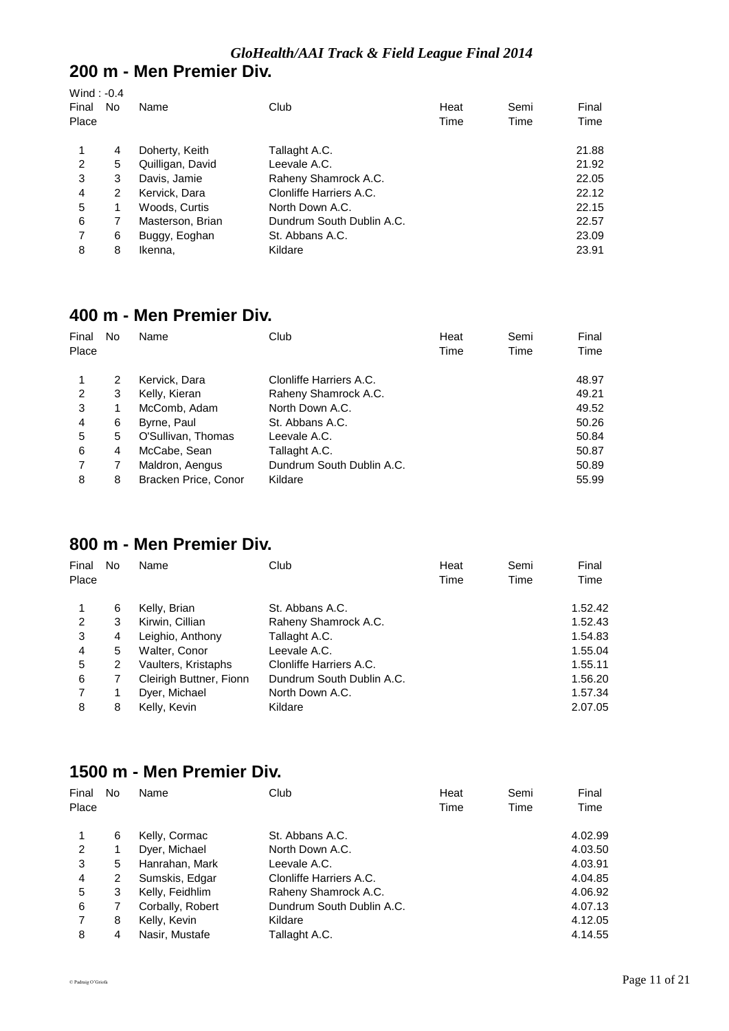*GloHealth/AAI Track & Field League Final 2014*

## 200 m - Men Premier Div.

Wind : -0.4

| Final Place | No | Name | Club | Heat Time | Semi Time | Final Time |
|---|---|---|---|---|---|---|
| 1 | 4 | Doherty, Keith | Tallaght A.C. | | | 21.88 |
| 2 | 5 | Quilligan, David | Leevale A.C. | | | 21.92 |
| 3 | 3 | Davis, Jamie | Raheny Shamrock A.C. | | | 22.05 |
| 4 | 2 | Kervick, Dara | Clonliffe Harriers A.C. | | | 22.12 |
| 5 | 1 | Woods, Curtis | North Down A.C. | | | 22.15 |
| 6 | 7 | Masterson, Brian | Dundrum South Dublin A.C. | | | 22.57 |
| 7 | 6 | Buggy, Eoghan | St. Abbans A.C. | | | 23.09 |
| 8 | 8 | Ikenna, | Kildare | | | 23.91 |

## 400 m - Men Premier Div.

| Final Place | No | Name | Club | Heat Time | Semi Time | Final Time |
|---|---|---|---|---|---|---|
| 1 | 2 | Kervick, Dara | Clonliffe Harriers A.C. | | | 48.97 |
| 2 | 3 | Kelly, Kieran | Raheny Shamrock A.C. | | | 49.21 |
| 3 | 1 | McComb, Adam | North Down A.C. | | | 49.52 |
| 4 | 6 | Byrne, Paul | St. Abbans A.C. | | | 50.26 |
| 5 | 5 | O'Sullivan, Thomas | Leevale A.C. | | | 50.84 |
| 6 | 4 | McCabe, Sean | Tallaght A.C. | | | 50.87 |
| 7 | 7 | Maldron, Aengus | Dundrum South Dublin A.C. | | | 50.89 |
| 8 | 8 | Bracken Price, Conor | Kildare | | | 55.99 |

## 800 m - Men Premier Div.

| Final Place | No | Name | Club | Heat Time | Semi Time | Final Time |
|---|---|---|---|---|---|---|
| 1 | 6 | Kelly, Brian | St. Abbans A.C. | | | 1.52.42 |
| 2 | 3 | Kirwin, Cillian | Raheny Shamrock A.C. | | | 1.52.43 |
| 3 | 4 | Leighio, Anthony | Tallaght A.C. | | | 1.54.83 |
| 4 | 5 | Walter, Conor | Leevale A.C. | | | 1.55.04 |
| 5 | 2 | Vaulters, Kristaphs | Clonliffe Harriers A.C. | | | 1.55.11 |
| 6 | 7 | Cleirigh Buttner, Fionn | Dundrum South Dublin A.C. | | | 1.56.20 |
| 7 | 1 | Dyer, Michael | North Down A.C. | | | 1.57.34 |
| 8 | 8 | Kelly, Kevin | Kildare | | | 2.07.05 |

## 1500 m - Men Premier Div.

| Final Place | No | Name | Club | Heat Time | Semi Time | Final Time |
|---|---|---|---|---|---|---|
| 1 | 6 | Kelly, Cormac | St. Abbans A.C. | | | 4.02.99 |
| 2 | 1 | Dyer, Michael | North Down A.C. | | | 4.03.50 |
| 3 | 5 | Hanrahan, Mark | Leevale A.C. | | | 4.03.91 |
| 4 | 2 | Sumskis, Edgar | Clonliffe Harriers A.C. | | | 4.04.85 |
| 5 | 3 | Kelly, Feidhlim | Raheny Shamrock A.C. | | | 4.06.92 |
| 6 | 7 | Corbally, Robert | Dundrum South Dublin A.C. | | | 4.07.13 |
| 7 | 8 | Kelly, Kevin | Kildare | | | 4.12.05 |
| 8 | 4 | Nasir, Mustafe | Tallaght A.C. | | | 4.14.55 |

© Padraig O'Griofa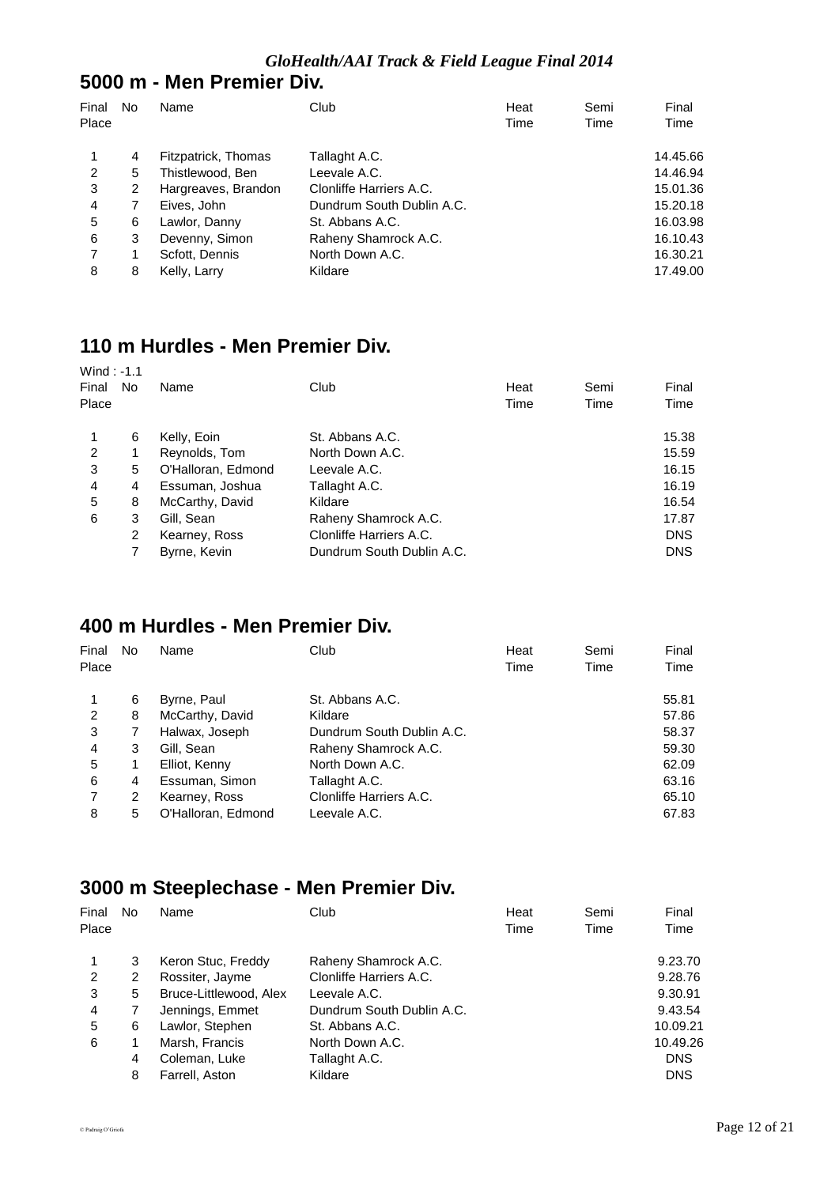*GloHealth/AAI Track & Field League Final 2014*

## 5000 m - Men Premier Div.

| Final Place | No | Name | Club | Heat Time | Semi Time | Final Time |
|---|---|---|---|---|---|---|
| 1 | 4 | Fitzpatrick, Thomas | Tallaght A.C. | | | 14.45.66 |
| 2 | 5 | Thistlewood, Ben | Leevale A.C. | | | 14.46.94 |
| 3 | 2 | Hargreaves, Brandon | Clonliffe Harriers A.C. | | | 15.01.36 |
| 4 | 7 | Eives, John | Dundrum South Dublin A.C. | | | 15.20.18 |
| 5 | 6 | Lawlor, Danny | St. Abbans A.C. | | | 16.03.98 |
| 6 | 3 | Devenny, Simon | Raheny Shamrock A.C. | | | 16.10.43 |
| 7 | 1 | Scfott, Dennis | North Down A.C. | | | 16.30.21 |
| 8 | 8 | Kelly, Larry | Kildare | | | 17.49.00 |

## 110 m Hurdles - Men Premier Div.

Wind : -1.1

| Final Place | No | Name | Club | Heat Time | Semi Time | Final Time |
|---|---|---|---|---|---|---|
| 1 | 6 | Kelly, Eoin | St. Abbans A.C. | | | 15.38 |
| 2 | 1 | Reynolds, Tom | North Down A.C. | | | 15.59 |
| 3 | 5 | O'Halloran, Edmond | Leevale A.C. | | | 16.15 |
| 4 | 4 | Essuman, Joshua | Tallaght A.C. | | | 16.19 |
| 5 | 8 | McCarthy, David | Kildare | | | 16.54 |
| 6 | 3 | Gill, Sean | Raheny Shamrock A.C. | | | 17.87 |
| | 2 | Kearney, Ross | Clonliffe Harriers A.C. | | | DNS |
| | 7 | Byrne, Kevin | Dundrum South Dublin A.C. | | | DNS |

## 400 m Hurdles - Men Premier Div.

| Final Place | No | Name | Club | Heat Time | Semi Time | Final Time |
|---|---|---|---|---|---|---|
| 1 | 6 | Byrne, Paul | St. Abbans A.C. | | | 55.81 |
| 2 | 8 | McCarthy, David | Kildare | | | 57.86 |
| 3 | 7 | Halwax, Joseph | Dundrum South Dublin A.C. | | | 58.37 |
| 4 | 3 | Gill, Sean | Raheny Shamrock A.C. | | | 59.30 |
| 5 | 1 | Elliot, Kenny | North Down A.C. | | | 62.09 |
| 6 | 4 | Essuman, Simon | Tallaght A.C. | | | 63.16 |
| 7 | 2 | Kearney, Ross | Clonliffe Harriers A.C. | | | 65.10 |
| 8 | 5 | O'Halloran, Edmond | Leevale A.C. | | | 67.83 |

## 3000 m Steeplechase - Men Premier Div.

| Final Place | No | Name | Club | Heat Time | Semi Time | Final Time |
|---|---|---|---|---|---|---|
| 1 | 3 | Keron Stuc, Freddy | Raheny Shamrock A.C. | | | 9.23.70 |
| 2 | 2 | Rossiter, Jayme | Clonliffe Harriers A.C. | | | 9.28.76 |
| 3 | 5 | Bruce-Littlewood, Alex | Leevale A.C. | | | 9.30.91 |
| 4 | 7 | Jennings, Emmet | Dundrum South Dublin A.C. | | | 9.43.54 |
| 5 | 6 | Lawlor, Stephen | St. Abbans A.C. | | | 10.09.21 |
| 6 | 1 | Marsh, Francis | North Down A.C. | | | 10.49.26 |
| | 4 | Coleman, Luke | Tallaght A.C. | | | DNS |
| | 8 | Farrell, Aston | Kildare | | | DNS |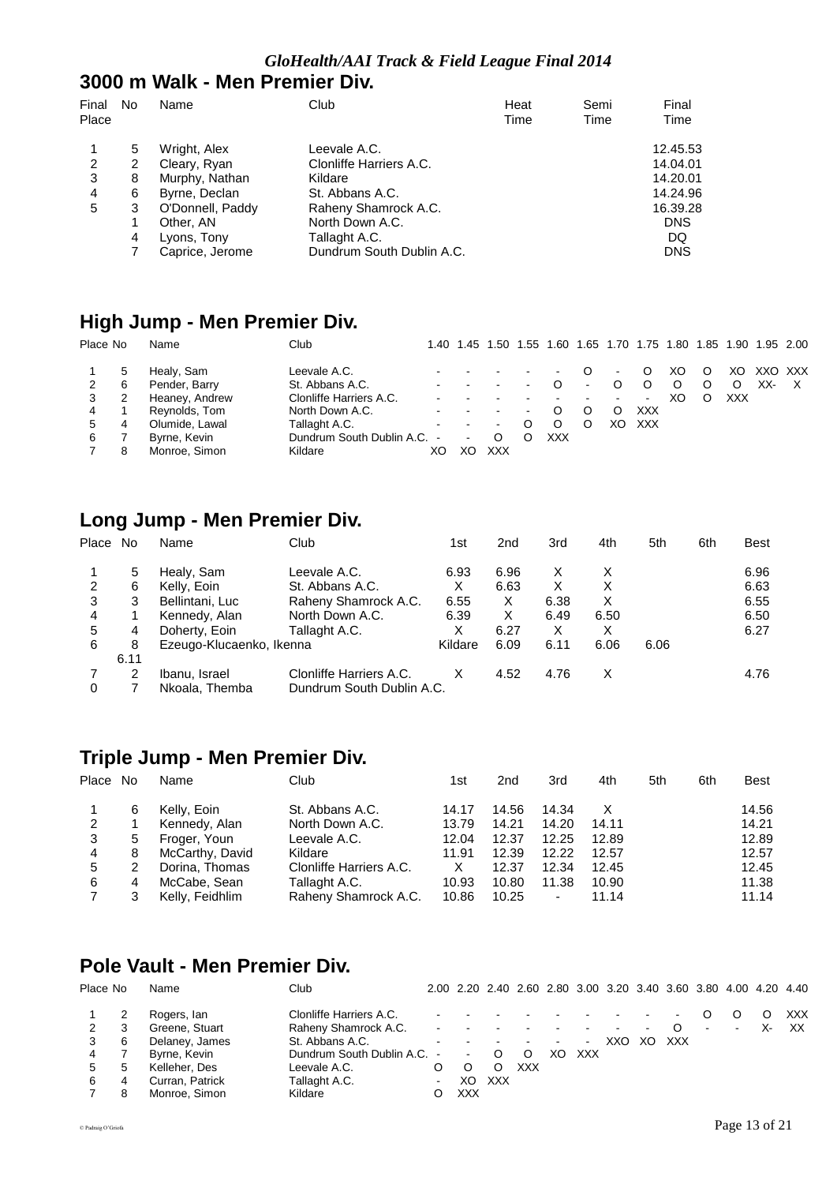## 3000 m Walk - Men Premier Div.

| Final Place | No | Name | Club | Heat Time | Semi Time | Final Time |
|---|---|---|---|---|---|---|
| 1 | 5 | Wright, Alex | Leevale A.C. | | | 12.45.53 |
| 2 | 2 | Cleary, Ryan | Clonliffe Harriers A.C. | | | 14.04.01 |
| 3 | 8 | Murphy, Nathan | Kildare | | | 14.20.01 |
| 4 | 6 | Byrne, Declan | St. Abbans A.C. | | | 14.24.96 |
| 5 | 3 | O'Donnell, Paddy | Raheny Shamrock A.C. | | | 16.39.28 |
| | 1 | Other, AN | North Down A.C. | | | DNS |
| | 4 | Lyons, Tony | Tallaght A.C. | | | DQ |
| | 7 | Caprice, Jerome | Dundrum South Dublin A.C. | | | DNS |

## High Jump - Men Premier Div.

| Place | No | Name | Club | 1.40 | 1.45 | 1.50 | 1.55 | 1.60 | 1.65 | 1.70 | 1.75 | 1.80 | 1.85 | 1.90 | 1.95 | 2.00 |
|---|---|---|---|---|---|---|---|---|---|---|---|---|---|---|---|---|
| 1 | 5 | Healy, Sam | Leevale A.C. | - | - | - | - | - | O | - | O | XO | O | XO | XXO | XXX |
| 2 | 6 | Pender, Barry | St. Abbans A.C. | - | - | - | - | O | - | O | O | O | O | O | XX- | X |
| 3 | 2 | Heaney, Andrew | Clonliffe Harriers A.C. | - | - | - | - | - | - | - | - | XO | O | XXX | | |
| 4 | 1 | Reynolds, Tom | North Down A.C. | - | - | - | - | O | O | O | XXX | | | | | |
| 5 | 4 | Olumide, Lawal | Tallaght A.C. | - | - | - | O | O | O | XO | XXX | | | | | |
| 6 | 7 | Byrne, Kevin | Dundrum South Dublin A.C. | - | - | O | O | XXX | | | | | | | | |
| 7 | 8 | Monroe, Simon | Kildare | XO | XO | XXX | | | | | | | | | | |

## Long Jump - Men Premier Div.

| Place | No | Name | Club | 1st | 2nd | 3rd | 4th | 5th | 6th | Best |
|---|---|---|---|---|---|---|---|---|---|---|
| 1 | 5 | Healy, Sam | Leevale A.C. | 6.93 | 6.96 | X | X | | | 6.96 |
| 2 | 6 | Kelly, Eoin | St. Abbans A.C. | X | 6.63 | X | X | | | 6.63 |
| 3 | 3 | Bellintani, Luc | Raheny Shamrock A.C. | 6.55 | X | 6.38 | X | | | 6.55 |
| 4 | 1 | Kennedy, Alan | North Down A.C. | 6.39 | X | 6.49 | 6.50 | | | 6.50 |
| 5 | 4 | Doherty, Eoin | Tallaght A.C. | X | 6.27 | X | X | | | 6.27 |
| 6 | 8 | Ezeugo-Klucacenko, Ikenna | | Kildare | 6.09 | 6.11 | 6.06 | 6.06 | | |
| | 6.11 | | | | | | | | | |
| 7 | 2 | Ibanu, Israel | Clonliffe Harriers A.C. | X | 4.52 | 4.76 | X | | | 4.76 |
| 0 | 7 | Nkoala, Themba | Dundrum South Dublin A.C. | | | | | | | |

## Triple Jump - Men Premier Div.

| Place | No | Name | Club | 1st | 2nd | 3rd | 4th | 5th | 6th | Best |
|---|---|---|---|---|---|---|---|---|---|---|
| 1 | 6 | Kelly, Eoin | St. Abbans A.C. | 14.17 | 14.56 | 14.34 | X | | | 14.56 |
| 2 | 1 | Kennedy, Alan | North Down A.C. | 13.79 | 14.21 | 14.20 | 14.11 | | | 14.21 |
| 3 | 5 | Froger, Youn | Leevale A.C. | 12.04 | 12.37 | 12.25 | 12.89 | | | 12.89 |
| 4 | 8 | McCarthy, David | Kildare | 11.91 | 12.39 | 12.22 | 12.57 | | | 12.57 |
| 5 | 2 | Dorina, Thomas | Clonliffe Harriers A.C. | X | 12.37 | 12.34 | 12.45 | | | 12.45 |
| 6 | 4 | McCabe, Sean | Tallaght A.C. | 10.93 | 10.80 | 11.38 | 10.90 | | | 11.38 |
| 7 | 3 | Kelly, Feidhlim | Raheny Shamrock A.C. | 10.86 | 10.25 | - | 11.14 | | | 11.14 |

## Pole Vault - Men Premier Div.

| Place | No | Name | Club | 2.00 | 2.20 | 2.40 | 2.60 | 2.80 | 3.00 | 3.20 | 3.40 | 3.60 | 3.80 | 4.00 | 4.20 | 4.40 |
|---|---|---|---|---|---|---|---|---|---|---|---|---|---|---|---|---|
| 1 | 2 | Rogers, Ian | Clonliffe Harriers A.C. | - | - | - | - | - | - | - | - | - | O | O | O | XXX |
| 2 | 3 | Greene, Stuart | Raheny Shamrock A.C. | - | - | - | - | - | - | - | - | O | - | - | X- | XX |
| 3 | 6 | Delaney, James | St. Abbans A.C. | - | - | - | - | - | - | XXO | XO | XXX | | | | |
| 4 | 7 | Byrne, Kevin | Dundrum South Dublin A.C. | - | - | O | O | XO | XXX | | | | | | | |
| 5 | 5 | Kelleher, Des | Leevale A.C. | O | O | O | XXX | | | | | | | | | |
| 6 | 4 | Curran, Patrick | Tallaght A.C. | - | XO | XXX | | | | | | | | | | |
| 7 | 8 | Monroe, Simon | Kildare | O | XXX | | | | | | | | | | | |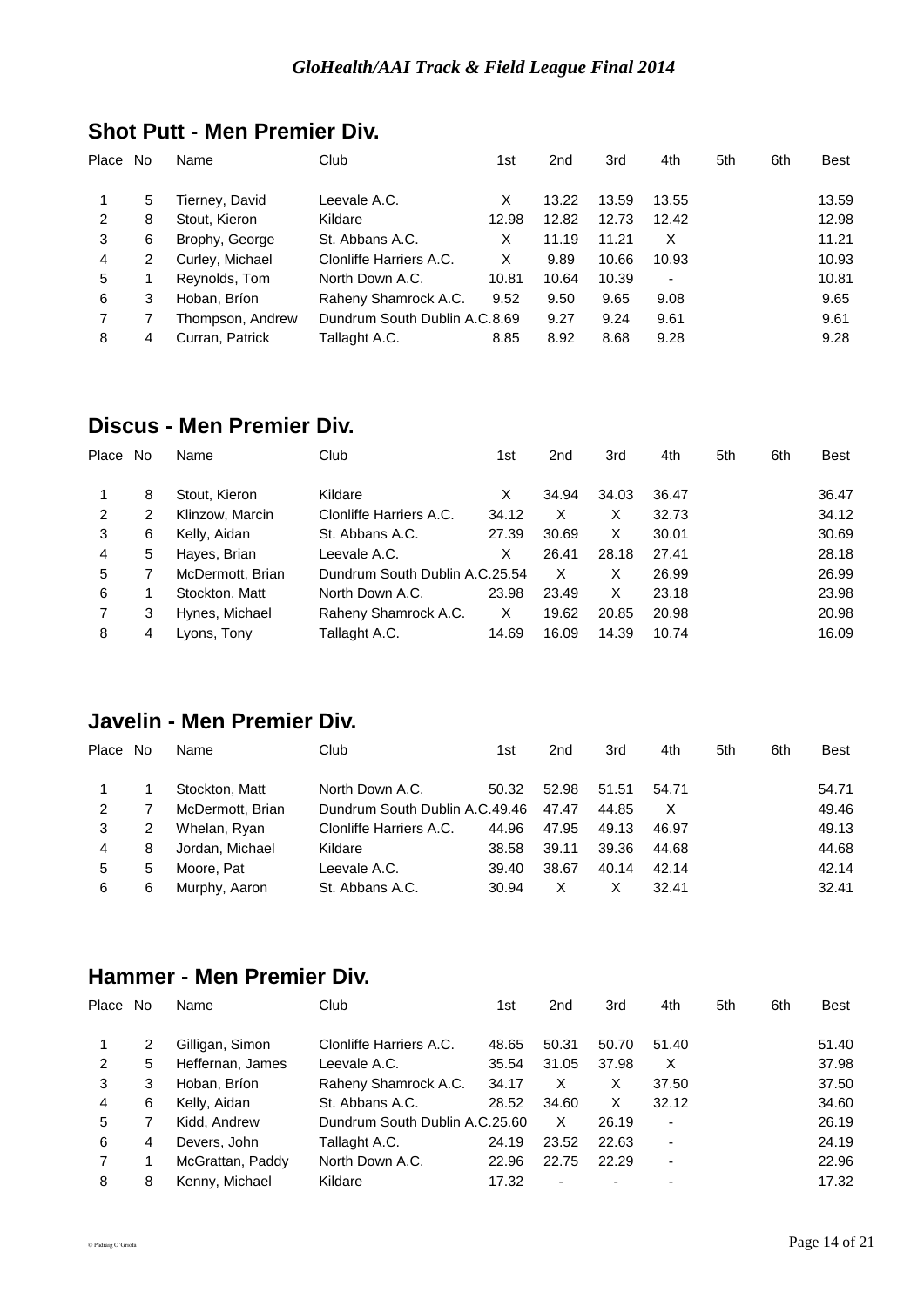*GloHealth/AAI Track & Field League Final 2014*

## Shot Putt - Men Premier Div.

| Place | No | Name | Club | 1st | 2nd | 3rd | 4th | 5th | 6th | Best |
|---|---|---|---|---|---|---|---|---|---|---|
| 1 | 5 | Tierney, David | Leevale A.C. | X | 13.22 | 13.59 | 13.55 | | | 13.59 |
| 2 | 8 | Stout, Kieron | Kildare | 12.98 | 12.82 | 12.73 | 12.42 | | | 12.98 |
| 3 | 6 | Brophy, George | St. Abbans A.C. | X | 11.19 | 11.21 | X | | | 11.21 |
| 4 | 2 | Curley, Michael | Clonliffe Harriers A.C. | X | 9.89 | 10.66 | 10.93 | | | 10.93 |
| 5 | 1 | Reynolds, Tom | North Down A.C. | 10.81 | 10.64 | 10.39 | - | | | 10.81 |
| 6 | 3 | Hoban, Bríon | Raheny Shamrock A.C. | 9.52 | 9.50 | 9.65 | 9.08 | | | 9.65 |
| 7 | 7 | Thompson, Andrew | Dundrum South Dublin A.C. | 8.69 | 9.27 | 9.24 | 9.61 | | | 9.61 |
| 8 | 4 | Curran, Patrick | Tallaght A.C. | 8.85 | 8.92 | 8.68 | 9.28 | | | 9.28 |

## Discus - Men Premier Div.

| Place | No | Name | Club | 1st | 2nd | 3rd | 4th | 5th | 6th | Best |
|---|---|---|---|---|---|---|---|---|---|---|
| 1 | 8 | Stout, Kieron | Kildare | X | 34.94 | 34.03 | 36.47 | | | 36.47 |
| 2 | 2 | Klinzow, Marcin | Clonliffe Harriers A.C. | 34.12 | X | X | 32.73 | | | 34.12 |
| 3 | 6 | Kelly, Aidan | St. Abbans A.C. | 27.39 | 30.69 | X | 30.01 | | | 30.69 |
| 4 | 5 | Hayes, Brian | Leevale A.C. | X | 26.41 | 28.18 | 27.41 | | | 28.18 |
| 5 | 7 | McDermott, Brian | Dundrum South Dublin A.C. | 25.54 | X | X | 26.99 | | | 26.99 |
| 6 | 1 | Stockton, Matt | North Down A.C. | 23.98 | 23.49 | X | 23.18 | | | 23.98 |
| 7 | 3 | Hynes, Michael | Raheny Shamrock A.C. | X | 19.62 | 20.85 | 20.98 | | | 20.98 |
| 8 | 4 | Lyons, Tony | Tallaght A.C. | 14.69 | 16.09 | 14.39 | 10.74 | | | 16.09 |

## Javelin - Men Premier Div.

| Place | No | Name | Club | 1st | 2nd | 3rd | 4th | 5th | 6th | Best |
|---|---|---|---|---|---|---|---|---|---|---|
| 1 | 1 | Stockton, Matt | North Down A.C. | 50.32 | 52.98 | 51.51 | 54.71 | | | 54.71 |
| 2 | 7 | McDermott, Brian | Dundrum South Dublin A.C. | 49.46 | 47.47 | 44.85 | X | | | 49.46 |
| 3 | 2 | Whelan, Ryan | Clonliffe Harriers A.C. | 44.96 | 47.95 | 49.13 | 46.97 | | | 49.13 |
| 4 | 8 | Jordan, Michael | Kildare | 38.58 | 39.11 | 39.36 | 44.68 | | | 44.68 |
| 5 | 5 | Moore, Pat | Leevale A.C. | 39.40 | 38.67 | 40.14 | 42.14 | | | 42.14 |
| 6 | 6 | Murphy, Aaron | St. Abbans A.C. | 30.94 | X | X | 32.41 | | | 32.41 |

## Hammer - Men Premier Div.

| Place | No | Name | Club | 1st | 2nd | 3rd | 4th | 5th | 6th | Best |
|---|---|---|---|---|---|---|---|---|---|---|
| 1 | 2 | Gilligan, Simon | Clonliffe Harriers A.C. | 48.65 | 50.31 | 50.70 | 51.40 | | | 51.40 |
| 2 | 5 | Heffernan, James | Leevale A.C. | 35.54 | 31.05 | 37.98 | X | | | 37.98 |
| 3 | 3 | Hoban, Bríon | Raheny Shamrock A.C. | 34.17 | X | X | 37.50 | | | 37.50 |
| 4 | 6 | Kelly, Aidan | St. Abbans A.C. | 28.52 | 34.60 | X | 32.12 | | | 34.60 |
| 5 | 7 | Kidd, Andrew | Dundrum South Dublin A.C. | 25.60 | X | 26.19 | - | | | 26.19 |
| 6 | 4 | Devers, John | Tallaght A.C. | 24.19 | 23.52 | 22.63 | - | | | 24.19 |
| 7 | 1 | McGrattan, Paddy | North Down A.C. | 22.96 | 22.75 | 22.29 | - | | | 22.96 |
| 8 | 8 | Kenny, Michael | Kildare | 17.32 | - | - | - | | | 17.32 |

© Padraig O'Griofa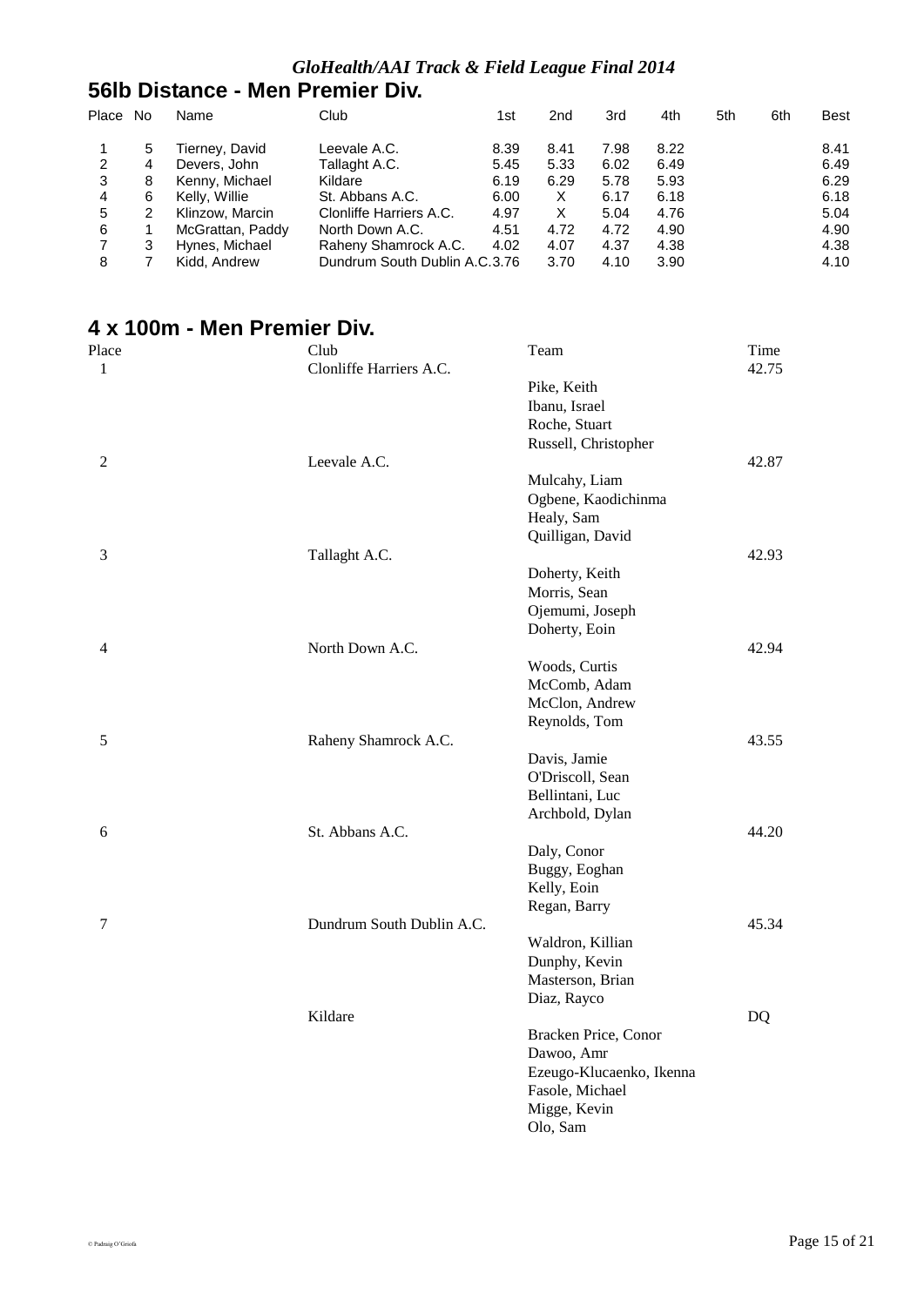### *GloHealth/AAI Track & Field League Final 2014*

## 56lb Distance - Men Premier Div.

| Place | No | Name | Club | 1st | 2nd | 3rd | 4th | 5th | 6th | Best |
|---|---|---|---|---|---|---|---|---|---|---|
| 1 | 5 | Tierney, David | Leevale A.C. | 8.39 | 8.41 | 7.98 | 8.22 | | | 8.41 |
| 2 | 4 | Devers, John | Tallaght A.C. | 5.45 | 5.33 | 6.02 | 6.49 | | | 6.49 |
| 3 | 8 | Kenny, Michael | Kildare | 6.19 | 6.29 | 5.78 | 5.93 | | | 6.29 |
| 4 | 6 | Kelly, Willie | St. Abbans A.C. | 6.00 | X | 6.17 | 6.18 | | | 6.18 |
| 5 | 2 | Klinzow, Marcin | Clonliffe Harriers A.C. | 4.97 | X | 5.04 | 4.76 | | | 5.04 |
| 6 | 1 | McGrattan, Paddy | North Down A.C. | 4.51 | 4.72 | 4.72 | 4.90 | | | 4.90 |
| 7 | 3 | Hynes, Michael | Raheny Shamrock A.C. | 4.02 | 4.07 | 4.37 | 4.38 | | | 4.38 |
| 8 | 7 | Kidd, Andrew | Dundrum South Dublin A.C. | 3.76 | 3.70 | 4.10 | 3.90 | | | 4.10 |

## 4 x 100m - Men Premier Div.

| Place | Club | Team | Time |
|---|---|---|---|
| 1 | Clonliffe Harriers A.C. | Pike, Keith<br>Ibanu, Israel<br>Roche, Stuart<br>Russell, Christopher | 42.75 |
| 2 | Leevale A.C. | Mulcahy, Liam<br>Ogbene, Kaodichinma<br>Healy, Sam<br>Quilligan, David | 42.87 |
| 3 | Tallaght A.C. | Doherty, Keith<br>Morris, Sean<br>Ojemumi, Joseph<br>Doherty, Eoin | 42.93 |
| 4 | North Down A.C. | Woods, Curtis<br>McComb, Adam<br>McClon, Andrew<br>Reynolds, Tom | 42.94 |
| 5 | Raheny Shamrock A.C. | Davis, Jamie<br>O'Driscoll, Sean<br>Bellintani, Luc<br>Archbold, Dylan | 43.55 |
| 6 | St. Abbans A.C. | Daly, Conor<br>Buggy, Eoghan<br>Kelly, Eoin<br>Regan, Barry | 44.20 |
| 7 | Dundrum South Dublin A.C. | Waldron, Killian<br>Dunphy, Kevin<br>Masterson, Brian<br>Diaz, Rayco | 45.34 |
| | Kildare | Bracken Price, Conor<br>Dawoo, Amr<br>Ezeugo-Klucaenko, Ikenna<br>Fasole, Michael<br>Migge, Kevin<br>Olo, Sam | DQ |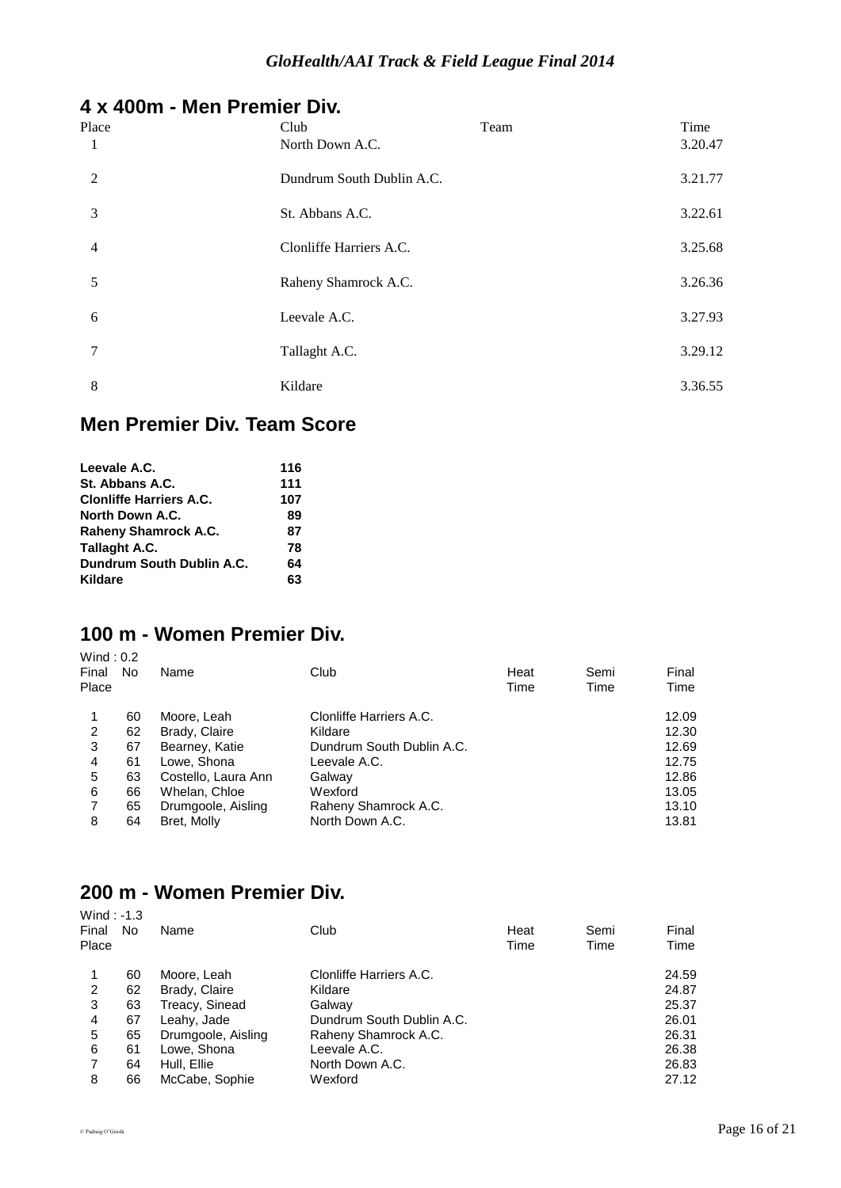## 4 x 400m - Men Premier Div.

| Place | Club | Team | Time |
|---|---|---|---|
| 1 | North Down A.C. | | 3.20.47 |
| 2 | Dundrum South Dublin A.C. | | 3.21.77 |
| 3 | St. Abbans A.C. | | 3.22.61 |
| 4 | Clonliffe Harriers A.C. | | 3.25.68 |
| 5 | Raheny Shamrock A.C. | | 3.26.36 |
| 6 | Leevale A.C. | | 3.27.93 |
| 7 | Tallaght A.C. | | 3.29.12 |
| 8 | Kildare | | 3.36.55 |

## Men Premier Div. Team Score

| | |
|---|---|
| **Leevale A.C.** | **116** |
| **St. Abbans A.C.** | **111** |
| **Clonliffe Harriers A.C.** | **107** |
| **North Down A.C.** | **89** |
| **Raheny Shamrock A.C.** | **87** |
| **Tallaght A.C.** | **78** |
| **Dundrum South Dublin A.C.** | **64** |
| **Kildare** | **63** |

## 100 m - Women Premier Div.

Wind : 0.2

| Final Place | No | Name | Club | Heat Time | Semi Time | Final Time |
|---|---|---|---|---|---|---|
| 1 | 60 | Moore, Leah | Clonliffe Harriers A.C. | | | 12.09 |
| 2 | 62 | Brady, Claire | Kildare | | | 12.30 |
| 3 | 67 | Bearney, Katie | Dundrum South Dublin A.C. | | | 12.69 |
| 4 | 61 | Lowe, Shona | Leevale A.C. | | | 12.75 |
| 5 | 63 | Costello, Laura Ann | Galway | | | 12.86 |
| 6 | 66 | Whelan, Chloe | Wexford | | | 13.05 |
| 7 | 65 | Drumgoole, Aisling | Raheny Shamrock A.C. | | | 13.10 |
| 8 | 64 | Bret, Molly | North Down A.C. | | | 13.81 |

## 200 m - Women Premier Div.

Wind : -1.3

| Final Place | No | Name | Club | Heat Time | Semi Time | Final Time |
|---|---|---|---|---|---|---|
| 1 | 60 | Moore, Leah | Clonliffe Harriers A.C. | | | 24.59 |
| 2 | 62 | Brady, Claire | Kildare | | | 24.87 |
| 3 | 63 | Treacy, Sinead | Galway | | | 25.37 |
| 4 | 67 | Leahy, Jade | Dundrum South Dublin A.C. | | | 26.01 |
| 5 | 65 | Drumgoole, Aisling | Raheny Shamrock A.C. | | | 26.31 |
| 6 | 61 | Lowe, Shona | Leevale A.C. | | | 26.38 |
| 7 | 64 | Hull, Ellie | North Down A.C. | | | 26.83 |
| 8 | 66 | McCabe, Sophie | Wexford | | | 27.12 |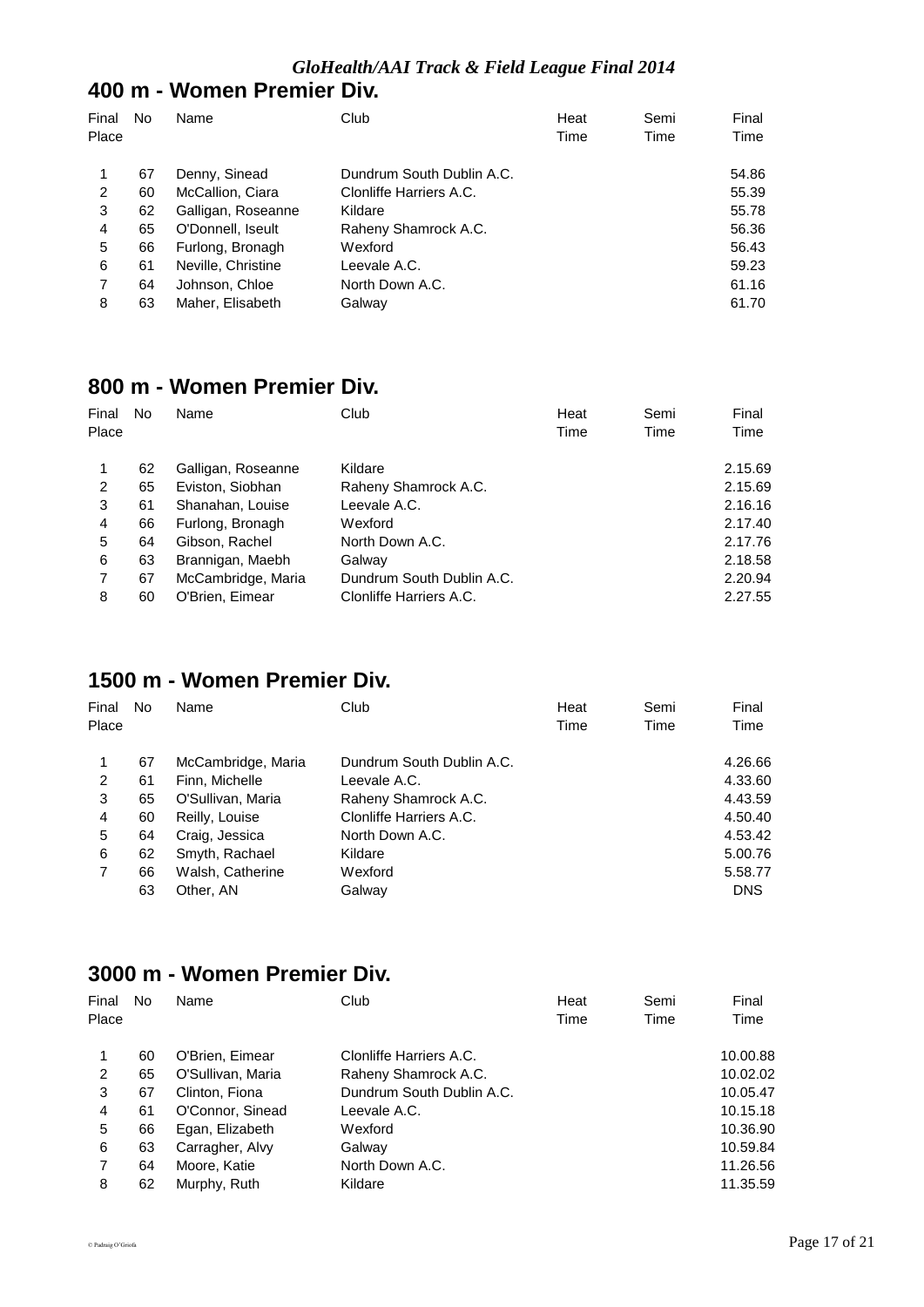*GloHealth/AAI Track & Field League Final 2014*

## 400 m - Women Premier Div.

| Final Place | No | Name | Club | Heat Time | Semi Time | Final Time |
|---|---|---|---|---|---|---|
| 1 | 67 | Denny, Sinead | Dundrum South Dublin A.C. | | | 54.86 |
| 2 | 60 | McCallion, Ciara | Clonliffe Harriers A.C. | | | 55.39 |
| 3 | 62 | Galligan, Roseanne | Kildare | | | 55.78 |
| 4 | 65 | O'Donnell, Iseult | Raheny Shamrock A.C. | | | 56.36 |
| 5 | 66 | Furlong, Bronagh | Wexford | | | 56.43 |
| 6 | 61 | Neville, Christine | Leevale A.C. | | | 59.23 |
| 7 | 64 | Johnson, Chloe | North Down A.C. | | | 61.16 |
| 8 | 63 | Maher, Elisabeth | Galway | | | 61.70 |

## 800 m - Women Premier Div.

| Final Place | No | Name | Club | Heat Time | Semi Time | Final Time |
|---|---|---|---|---|---|---|
| 1 | 62 | Galligan, Roseanne | Kildare | | | 2.15.69 |
| 2 | 65 | Eviston, Siobhan | Raheny Shamrock A.C. | | | 2.15.69 |
| 3 | 61 | Shanahan, Louise | Leevale A.C. | | | 2.16.16 |
| 4 | 66 | Furlong, Bronagh | Wexford | | | 2.17.40 |
| 5 | 64 | Gibson, Rachel | North Down A.C. | | | 2.17.76 |
| 6 | 63 | Brannigan, Maebh | Galway | | | 2.18.58 |
| 7 | 67 | McCambridge, Maria | Dundrum South Dublin A.C. | | | 2.20.94 |
| 8 | 60 | O'Brien, Eimear | Clonliffe Harriers A.C. | | | 2.27.55 |

## 1500 m - Women Premier Div.

| Final Place | No | Name | Club | Heat Time | Semi Time | Final Time |
|---|---|---|---|---|---|---|
| 1 | 67 | McCambridge, Maria | Dundrum South Dublin A.C. | | | 4.26.66 |
| 2 | 61 | Finn, Michelle | Leevale A.C. | | | 4.33.60 |
| 3 | 65 | O'Sullivan, Maria | Raheny Shamrock A.C. | | | 4.43.59 |
| 4 | 60 | Reilly, Louise | Clonliffe Harriers A.C. | | | 4.50.40 |
| 5 | 64 | Craig, Jessica | North Down A.C. | | | 4.53.42 |
| 6 | 62 | Smyth, Rachael | Kildare | | | 5.00.76 |
| 7 | 66 | Walsh, Catherine | Wexford | | | 5.58.77 |
| | 63 | Other, AN | Galway | | | DNS |

## 3000 m - Women Premier Div.

| Final Place | No | Name | Club | Heat Time | Semi Time | Final Time |
|---|---|---|---|---|---|---|
| 1 | 60 | O'Brien, Eimear | Clonliffe Harriers A.C. | | | 10.00.88 |
| 2 | 65 | O'Sullivan, Maria | Raheny Shamrock A.C. | | | 10.02.02 |
| 3 | 67 | Clinton, Fiona | Dundrum South Dublin A.C. | | | 10.05.47 |
| 4 | 61 | O'Connor, Sinead | Leevale A.C. | | | 10.15.18 |
| 5 | 66 | Egan, Elizabeth | Wexford | | | 10.36.90 |
| 6 | 63 | Carragher, Alvy | Galway | | | 10.59.84 |
| 7 | 64 | Moore, Katie | North Down A.C. | | | 11.26.56 |
| 8 | 62 | Murphy, Ruth | Kildare | | | 11.35.59 |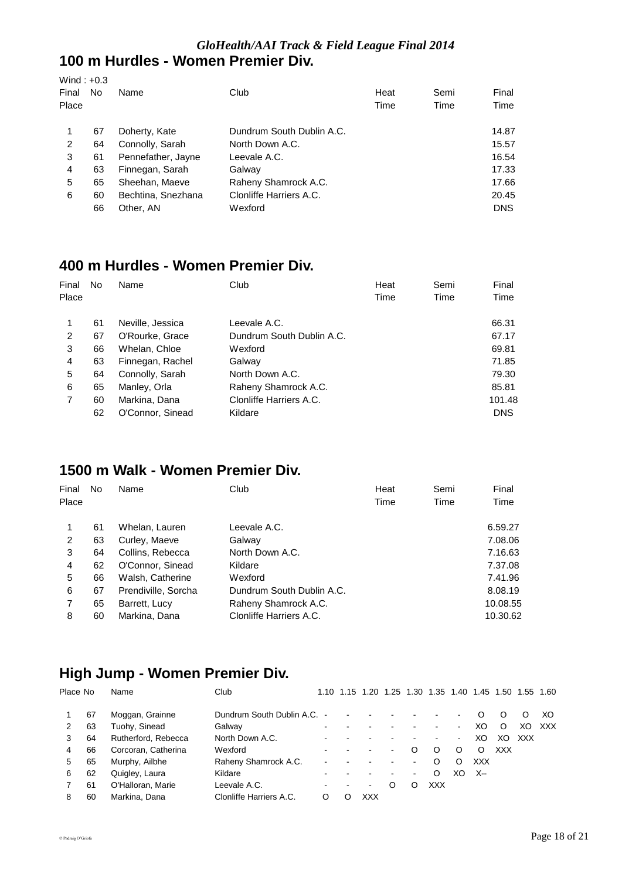## 100 m Hurdles - Women Premier Div.

Wind : +0.3

| Final Place | No | Name | Club | Heat Time | Semi Time | Final Time |
|---|---|---|---|---|---|---|
| 1 | 67 | Doherty, Kate | Dundrum South Dublin A.C. | | | 14.87 |
| 2 | 64 | Connolly, Sarah | North Down A.C. | | | 15.57 |
| 3 | 61 | Pennefather, Jayne | Leevale A.C. | | | 16.54 |
| 4 | 63 | Finnegan, Sarah | Galway | | | 17.33 |
| 5 | 65 | Sheehan, Maeve | Raheny Shamrock A.C. | | | 17.66 |
| 6 | 60 | Bechtina, Snezhana | Clonliffe Harriers A.C. | | | 20.45 |
| | 66 | Other, AN | Wexford | | | DNS |

## 400 m Hurdles - Women Premier Div.

| Final Place | No | Name | Club | Heat Time | Semi Time | Final Time |
|---|---|---|---|---|---|---|
| 1 | 61 | Neville, Jessica | Leevale A.C. | | | 66.31 |
| 2 | 67 | O'Rourke, Grace | Dundrum South Dublin A.C. | | | 67.17 |
| 3 | 66 | Whelan, Chloe | Wexford | | | 69.81 |
| 4 | 63 | Finnegan, Rachel | Galway | | | 71.85 |
| 5 | 64 | Connolly, Sarah | North Down A.C. | | | 79.30 |
| 6 | 65 | Manley, Orla | Raheny Shamrock A.C. | | | 85.81 |
| 7 | 60 | Markina, Dana | Clonliffe Harriers A.C. | | | 101.48 |
| | 62 | O'Connor, Sinead | Kildare | | | DNS |

## 1500 m Walk - Women Premier Div.

| Final Place | No | Name | Club | Heat Time | Semi Time | Final Time |
|---|---|---|---|---|---|---|
| 1 | 61 | Whelan, Lauren | Leevale A.C. | | | 6.59.27 |
| 2 | 63 | Curley, Maeve | Galway | | | 7.08.06 |
| 3 | 64 | Collins, Rebecca | North Down A.C. | | | 7.16.63 |
| 4 | 62 | O'Connor, Sinead | Kildare | | | 7.37.08 |
| 5 | 66 | Walsh, Catherine | Wexford | | | 7.41.96 |
| 6 | 67 | Prendiville, Sorcha | Dundrum South Dublin A.C. | | | 8.08.19 |
| 7 | 65 | Barrett, Lucy | Raheny Shamrock A.C. | | | 10.08.55 |
| 8 | 60 | Markina, Dana | Clonliffe Harriers A.C. | | | 10.30.62 |

## High Jump - Women Premier Div.

| Place | No | Name | Club | 1.10 | 1.15 | 1.20 | 1.25 | 1.30 | 1.35 | 1.40 | 1.45 | 1.50 | 1.55 | 1.60 |
|---|---|---|---|---|---|---|---|---|---|---|---|---|---|---|
| 1 | 67 | Moggan, Grainne | Dundrum South Dublin A.C. | - | - | - | - | - | - | - | O | O | O | XO |
| 2 | 63 | Tuohy, Sinead | Galway | - | - | - | - | - | - | - | XO | O | XO | XXX |
| 3 | 64 | Rutherford, Rebecca | North Down A.C. | - | - | - | - | - | - | - | XO | XO | XXX | |
| 4 | 66 | Corcoran, Catherina | Wexford | - | - | - | - | O | O | O | O | XXX | | |
| 5 | 65 | Murphy, Ailbhe | Raheny Shamrock A.C. | - | - | - | - | - | O | O | XXX | | | |
| 6 | 62 | Quigley, Laura | Kildare | - | - | - | - | - | O | XO | X-- | | | |
| 7 | 61 | O'Halloran, Marie | Leevale A.C. | - | - | - | O | O | XXX | | | | | |
| 8 | 60 | Markina, Dana | Clonliffe Harriers A.C. | O | O | XXX | | | | | | | | |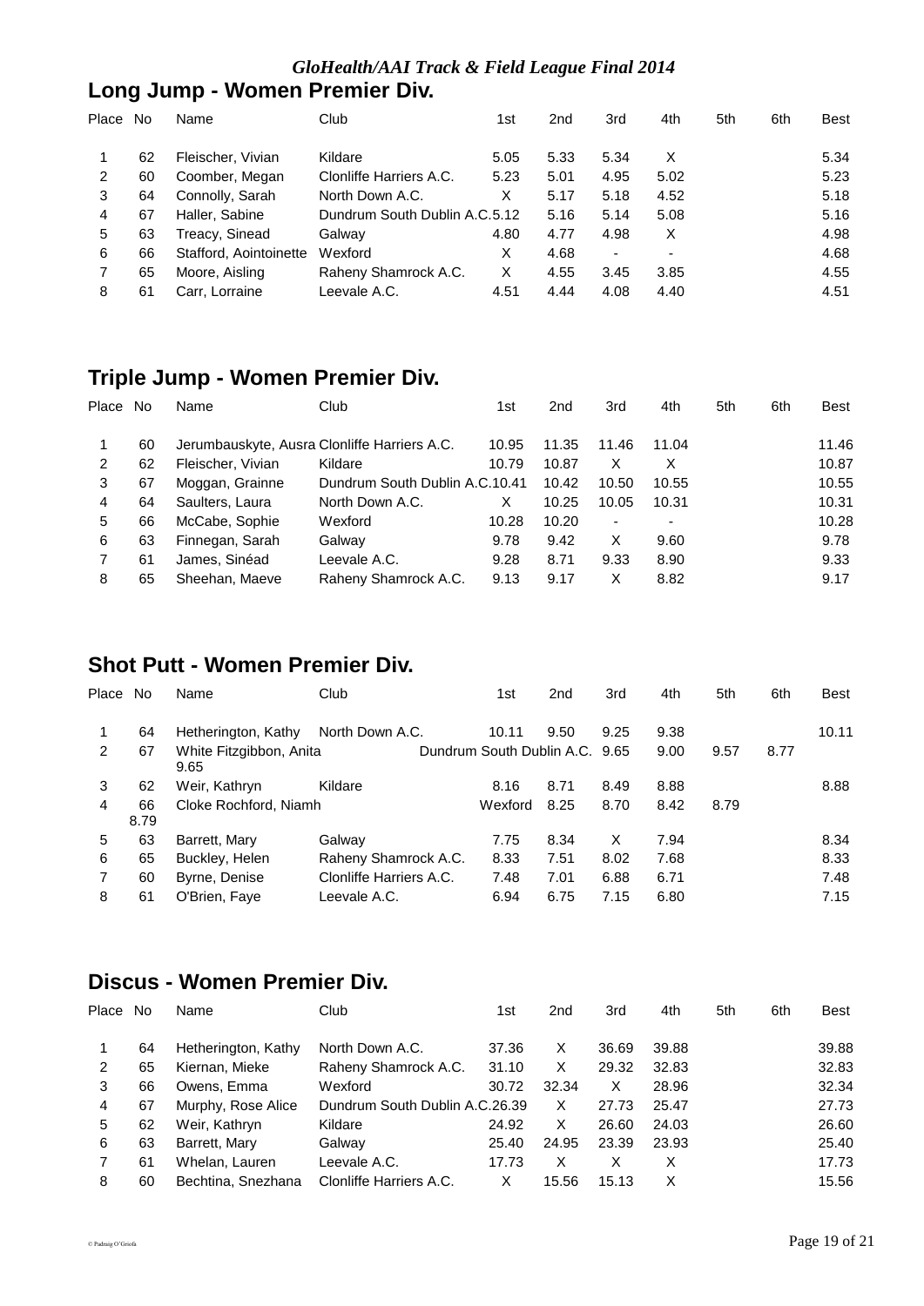## Long Jump - Women Premier Div.

| Place | No | Name | Club | 1st | 2nd | 3rd | 4th | 5th | 6th | Best |
|---|---|---|---|---|---|---|---|---|---|---|
| 1 | 62 | Fleischer, Vivian | Kildare | 5.05 | 5.33 | 5.34 | X | | | 5.34 |
| 2 | 60 | Coomber, Megan | Clonliffe Harriers A.C. | 5.23 | 5.01 | 4.95 | 5.02 | | | 5.23 |
| 3 | 64 | Connolly, Sarah | North Down A.C. | X | 5.17 | 5.18 | 4.52 | | | 5.18 |
| 4 | 67 | Haller, Sabine | Dundrum South Dublin A.C. | 5.12 | 5.16 | 5.14 | 5.08 | | | 5.16 |
| 5 | 63 | Treacy, Sinead | Galway | 4.80 | 4.77 | 4.98 | X | | | 4.98 |
| 6 | 66 | Stafford, Aointoinette | Wexford | X | 4.68 | - | - | | | 4.68 |
| 7 | 65 | Moore, Aisling | Raheny Shamrock A.C. | X | 4.55 | 3.45 | 3.85 | | | 4.55 |
| 8 | 61 | Carr, Lorraine | Leevale A.C. | 4.51 | 4.44 | 4.08 | 4.40 | | | 4.51 |

## Triple Jump - Women Premier Div.

| Place | No | Name | Club | 1st | 2nd | 3rd | 4th | 5th | 6th | Best |
|---|---|---|---|---|---|---|---|---|---|---|
| 1 | 60 | Jerumbauskyte, Ausra | Clonliffe Harriers A.C. | 10.95 | 11.35 | 11.46 | 11.04 | | | 11.46 |
| 2 | 62 | Fleischer, Vivian | Kildare | 10.79 | 10.87 | X | X | | | 10.87 |
| 3 | 67 | Moggan, Grainne | Dundrum South Dublin A.C. | 10.41 | 10.42 | 10.50 | 10.55 | | | 10.55 |
| 4 | 64 | Saulters, Laura | North Down A.C. | X | 10.25 | 10.05 | 10.31 | | | 10.31 |
| 5 | 66 | McCabe, Sophie | Wexford | 10.28 | 10.20 | - | - | | | 10.28 |
| 6 | 63 | Finnegan, Sarah | Galway | 9.78 | 9.42 | X | 9.60 | | | 9.78 |
| 7 | 61 | James, Sinéad | Leevale A.C. | 9.28 | 8.71 | 9.33 | 8.90 | | | 9.33 |
| 8 | 65 | Sheehan, Maeve | Raheny Shamrock A.C. | 9.13 | 9.17 | X | 8.82 | | | 9.17 |

## Shot Putt - Women Premier Div.

| Place | No | Name | Club | 1st | 2nd | 3rd | 4th | 5th | 6th | Best |
|---|---|---|---|---|---|---|---|---|---|---|
| 1 | 64 | Hetherington, Kathy | North Down A.C. | 10.11 | 9.50 | 9.25 | 9.38 | | | 10.11 |
| 2 | 67 | White Fitzgibbon, Anita | Dundrum South Dublin A.C. | 9.65 | 9.00 | 9.57 | 8.77 | | | 9.65 |
| 3 | 62 | Weir, Kathryn | Kildare | 8.16 | 8.71 | 8.49 | 8.88 | | | 8.88 |
| 4 | 66 | Cloke Rochford, Niamh | Wexford | 8.25 | 8.70 | 8.42 | 8.79 | | | 8.79 |
| 5 | 63 | Barrett, Mary | Galway | 7.75 | 8.34 | X | 7.94 | | | 8.34 |
| 6 | 65 | Buckley, Helen | Raheny Shamrock A.C. | 8.33 | 7.51 | 8.02 | 7.68 | | | 8.33 |
| 7 | 60 | Byrne, Denise | Clonliffe Harriers A.C. | 7.48 | 7.01 | 6.88 | 6.71 | | | 7.48 |
| 8 | 61 | O'Brien, Faye | Leevale A.C. | 6.94 | 6.75 | 7.15 | 6.80 | | | 7.15 |

## Discus - Women Premier Div.

| Place | No | Name | Club | 1st | 2nd | 3rd | 4th | 5th | 6th | Best |
|---|---|---|---|---|---|---|---|---|---|---|
| 1 | 64 | Hetherington, Kathy | North Down A.C. | 37.36 | X | 36.69 | 39.88 | | | 39.88 |
| 2 | 65 | Kiernan, Mieke | Raheny Shamrock A.C. | 31.10 | X | 29.32 | 32.83 | | | 32.83 |
| 3 | 66 | Owens, Emma | Wexford | 30.72 | 32.34 | X | 28.96 | | | 32.34 |
| 4 | 67 | Murphy, Rose Alice | Dundrum South Dublin A.C. | 26.39 | X | 27.73 | 25.47 | | | 27.73 |
| 5 | 62 | Weir, Kathryn | Kildare | 24.92 | X | 26.60 | 24.03 | | | 26.60 |
| 6 | 63 | Barrett, Mary | Galway | 25.40 | 24.95 | 23.39 | 23.93 | | | 25.40 |
| 7 | 61 | Whelan, Lauren | Leevale A.C. | 17.73 | X | X | X | | | 17.73 |
| 8 | 60 | Bechtina, Snezhana | Clonliffe Harriers A.C. | X | 15.56 | 15.13 | X | | | 15.56 |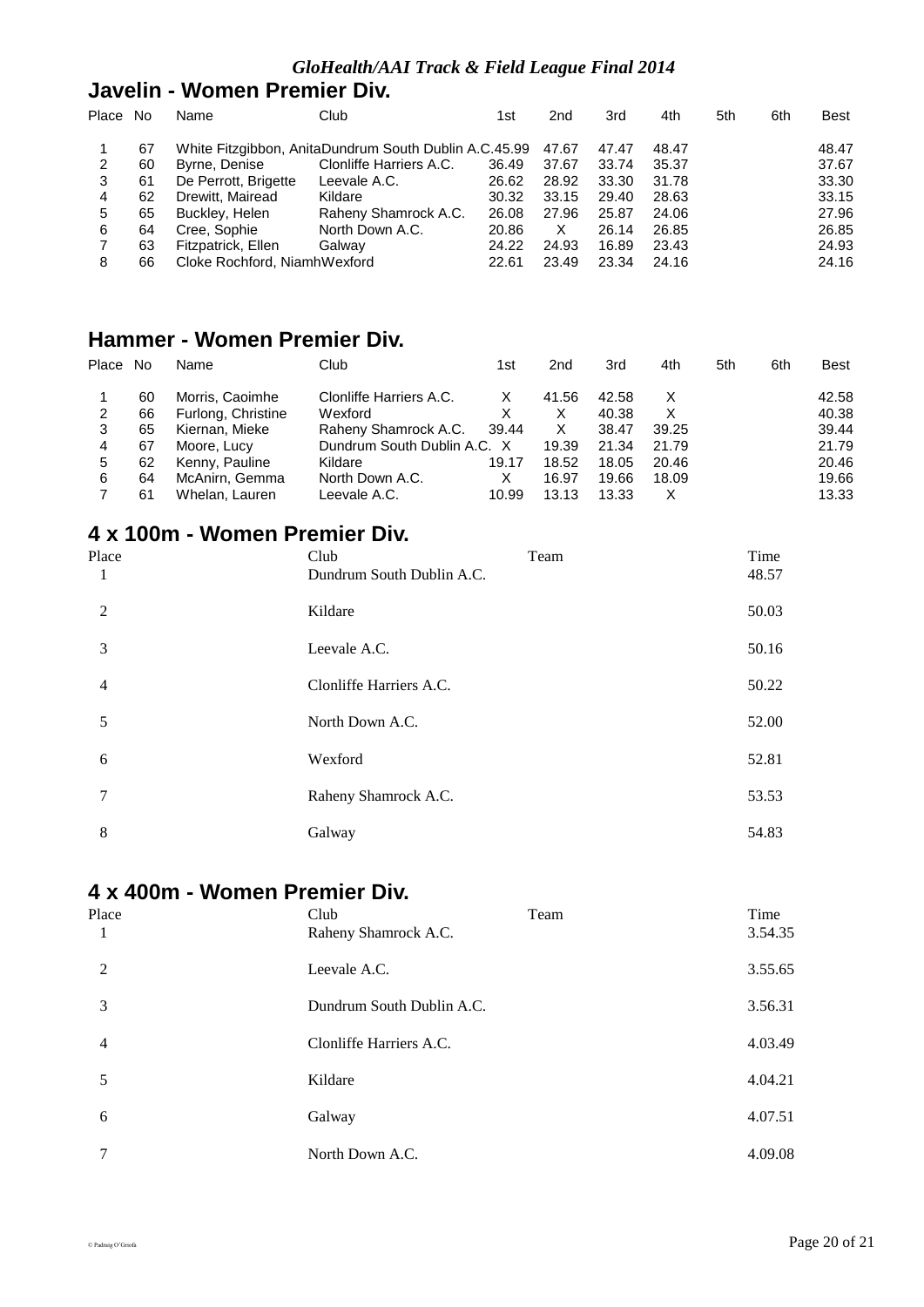*GloHealth/AAI Track & Field League Final 2014*

## Javelin - Women Premier Div.

| Place | No | Name | Club | 1st | 2nd | 3rd | 4th | 5th | 6th | Best |
|---|---|---|---|---|---|---|---|---|---|---|
| 1 | 67 | White Fitzgibbon, Anita | Dundrum South Dublin A.C. | 45.99 | 47.67 | 47.47 | 48.47 | | | 48.47 |
| 2 | 60 | Byrne, Denise | Clonliffe Harriers A.C. | 36.49 | 37.67 | 33.74 | 35.37 | | | 37.67 |
| 3 | 61 | De Perrott, Brigette | Leevale A.C. | 26.62 | 28.92 | 33.30 | 31.78 | | | 33.30 |
| 4 | 62 | Drewitt, Mairead | Kildare | 30.32 | 33.15 | 29.40 | 28.63 | | | 33.15 |
| 5 | 65 | Buckley, Helen | Raheny Shamrock A.C. | 26.08 | 27.96 | 25.87 | 24.06 | | | 27.96 |
| 6 | 64 | Cree, Sophie | North Down A.C. | 20.86 | X | 26.14 | 26.85 | | | 26.85 |
| 7 | 63 | Fitzpatrick, Ellen | Galway | 24.22 | 24.93 | 16.89 | 23.43 | | | 24.93 |
| 8 | 66 | Cloke Rochford, Niamh | Wexford | 22.61 | 23.49 | 23.34 | 24.16 | | | 24.16 |

## Hammer - Women Premier Div.

| Place | No | Name | Club | 1st | 2nd | 3rd | 4th | 5th | 6th | Best |
|---|---|---|---|---|---|---|---|---|---|---|
| 1 | 60 | Morris, Caoimhe | Clonliffe Harriers A.C. | X | 41.56 | 42.58 | X | | | 42.58 |
| 2 | 66 | Furlong, Christine | Wexford | X | X | 40.38 | X | | | 40.38 |
| 3 | 65 | Kiernan, Mieke | Raheny Shamrock A.C. | 39.44 | X | 38.47 | 39.25 | | | 39.44 |
| 4 | 67 | Moore, Lucy | Dundrum South Dublin A.C. | X | 19.39 | 21.34 | 21.79 | | | 21.79 |
| 5 | 62 | Kenny, Pauline | Kildare | 19.17 | 18.52 | 18.05 | 20.46 | | | 20.46 |
| 6 | 64 | McAnirn, Gemma | North Down A.C. | X | 16.97 | 19.66 | 18.09 | | | 19.66 |
| 7 | 61 | Whelan, Lauren | Leevale A.C. | 10.99 | 13.13 | 13.33 | X | | | 13.33 |

## 4 x 100m - Women Premier Div.

| Place | Club | Team | Time |
|---|---|---|---|
| 1 | Dundrum South Dublin A.C. | | 48.57 |
| 2 | Kildare | | 50.03 |
| 3 | Leevale A.C. | | 50.16 |
| 4 | Clonliffe Harriers A.C. | | 50.22 |
| 5 | North Down A.C. | | 52.00 |
| 6 | Wexford | | 52.81 |
| 7 | Raheny Shamrock A.C. | | 53.53 |
| 8 | Galway | | 54.83 |

## 4 x 400m - Women Premier Div.

| Place | Club | Team | Time |
|---|---|---|---|
| 1 | Raheny Shamrock A.C. | | 3.54.35 |
| 2 | Leevale A.C. | | 3.55.65 |
| 3 | Dundrum South Dublin A.C. | | 3.56.31 |
| 4 | Clonliffe Harriers A.C. | | 4.03.49 |
| 5 | Kildare | | 4.04.21 |
| 6 | Galway | | 4.07.51 |
| 7 | North Down A.C. | | 4.09.08 |

© Padraig O'Griofa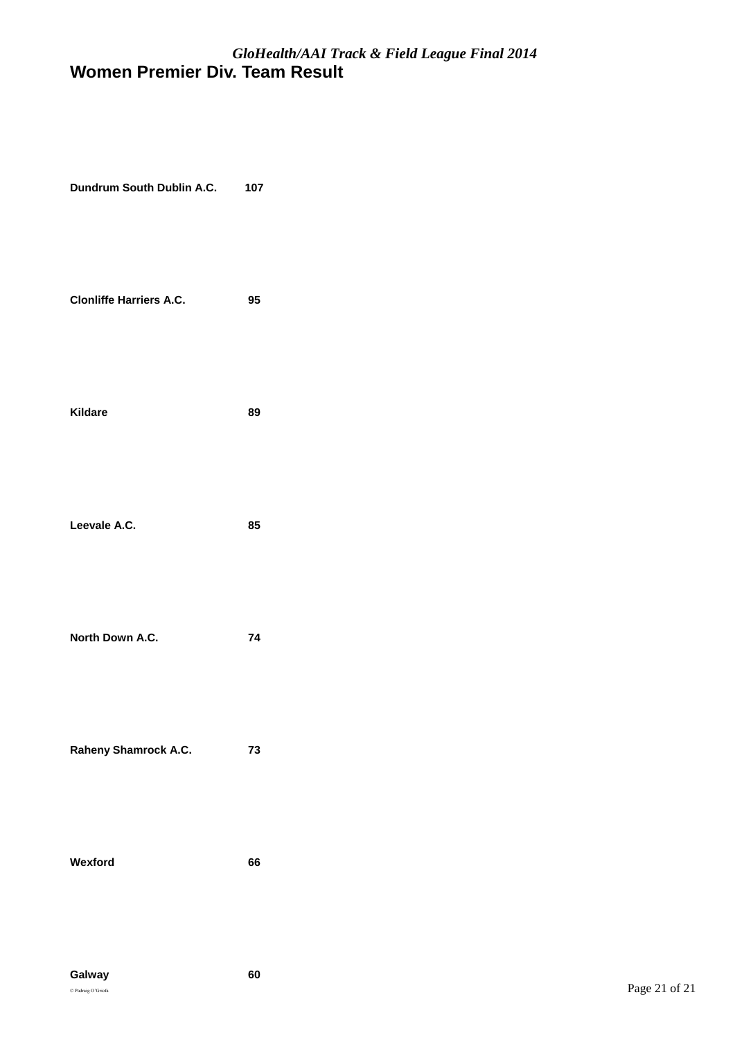*GloHealth/AAI Track & Field League Final 2014*

## Women Premier Div. Team Result

| | |
|---|---|
| **Dundrum South Dublin A.C.** | **107** |
| **Clonliffe Harriers A.C.** | **95** |
| **Kildare** | **89** |
| **Leevale A.C.** | **85** |
| **North Down A.C.** | **74** |
| **Raheny Shamrock A.C.** | **73** |
| **Wexford** | **66** |
| **Galway** | **60** |

© Padraig O'Griofa